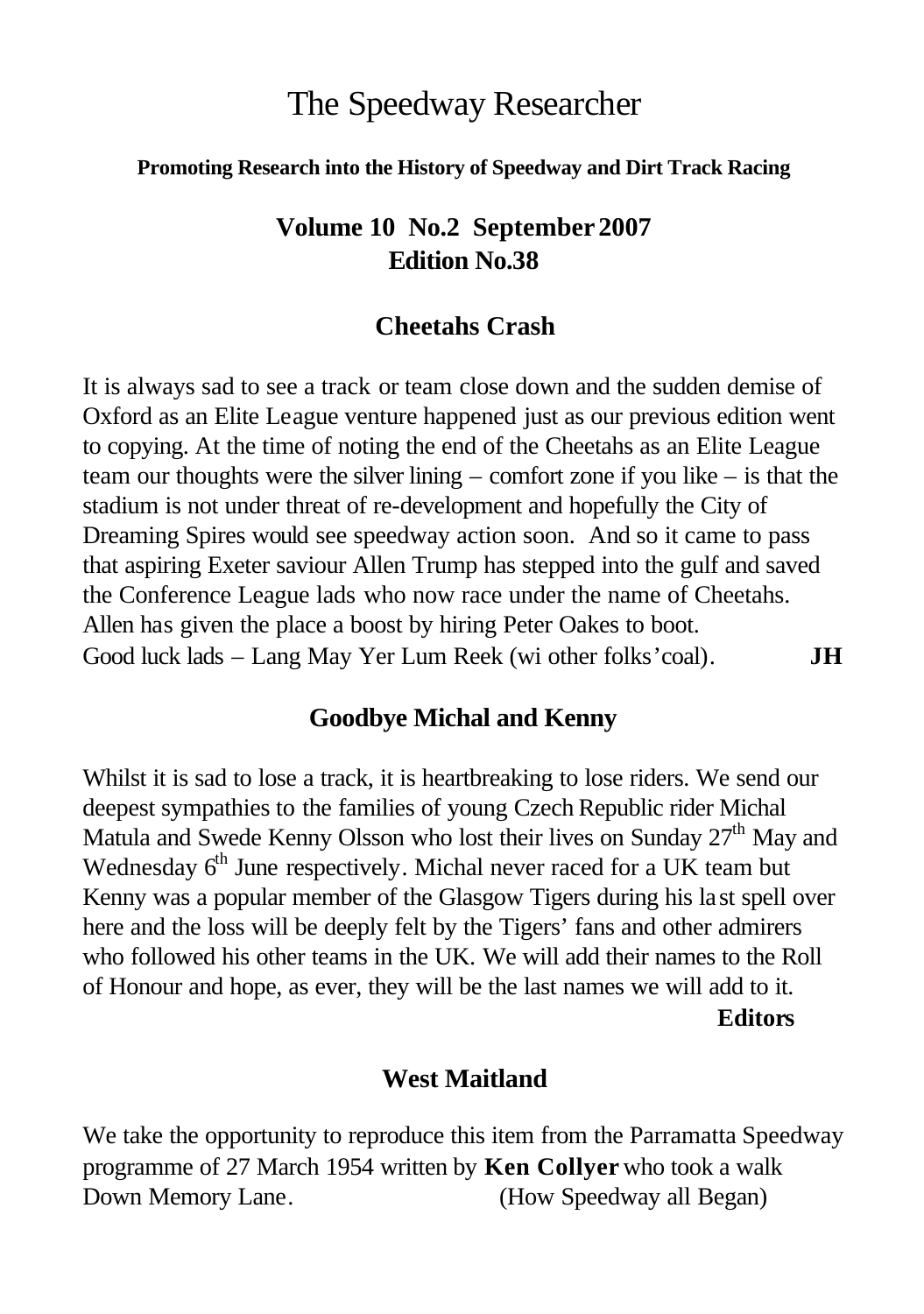# The Speedway Researcher

**Promoting Research into the History of Speedway and Dirt Track Racing**

**Volume 10 No.2 September 2007**
**Edition No.38**

## Cheetahs Crash

It is always sad to see a track or team close down and the sudden demise of Oxford as an Elite League venture happened just as our previous edition went to copying. At the time of noting the end of the Cheetahs as an Elite League team our thoughts were the silver lining – comfort zone if you like – is that the stadium is not under threat of re-development and hopefully the City of Dreaming Spires would see speedway action soon. And so it came to pass that aspiring Exeter saviour Allen Trump has stepped into the gulf and saved the Conference League lads who now race under the name of Cheetahs. Allen has given the place a boost by hiring Peter Oakes to boot. Good luck lads – Lang May Yer Lum Reek (wi other folks'coal). **JH**

## Goodbye Michal and Kenny

Whilst it is sad to lose a track, it is heartbreaking to lose riders. We send our deepest sympathies to the families of young Czech Republic rider Michal Matula and Swede Kenny Olsson who lost their lives on Sunday 27th May and Wednesday 6th June respectively. Michal never raced for a UK team but Kenny was a popular member of the Glasgow Tigers during his last spell over here and the loss will be deeply felt by the Tigers' fans and other admirers who followed his other teams in the UK. We will add their names to the Roll of Honour and hope, as ever, they will be the last names we will add to it.

**Editors**

## West Maitland

We take the opportunity to reproduce this item from the Parramatta Speedway programme of 27 March 1954 written by **Ken Collyer** who took a walk Down Memory Lane. (How Speedway all Began)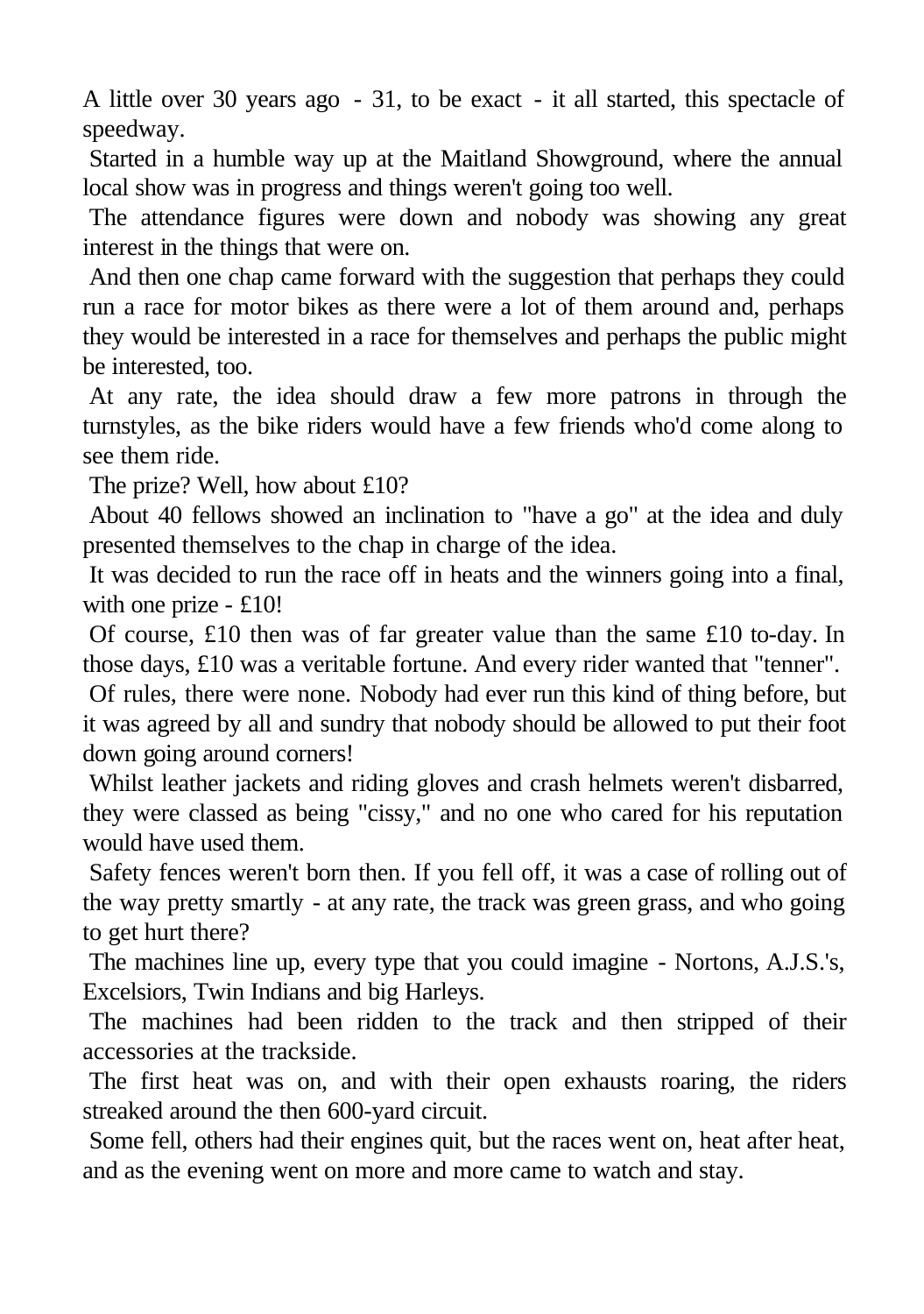A little over 30 years ago - 31, to be exact - it all started, this spectacle of speedway.

Started in a humble way up at the Maitland Showground, where the annual local show was in progress and things weren't going too well.

The attendance figures were down and nobody was showing any great interest in the things that were on.

And then one chap came forward with the suggestion that perhaps they could run a race for motor bikes as there were a lot of them around and, perhaps they would be interested in a race for themselves and perhaps the public might be interested, too.

At any rate, the idea should draw a few more patrons in through the turnstyles, as the bike riders would have a few friends who'd come along to see them ride.

The prize? Well, how about £10?

About 40 fellows showed an inclination to "have a go" at the idea and duly presented themselves to the chap in charge of the idea.

It was decided to run the race off in heats and the winners going into a final, with one prize - £10!

Of course, £10 then was of far greater value than the same £10 to-day. In those days, £10 was a veritable fortune. And every rider wanted that "tenner".

Of rules, there were none. Nobody had ever run this kind of thing before, but it was agreed by all and sundry that nobody should be allowed to put their foot down going around corners!

Whilst leather jackets and riding gloves and crash helmets weren't disbarred, they were classed as being "cissy," and no one who cared for his reputation would have used them.

Safety fences weren't born then. If you fell off, it was a case of rolling out of the way pretty smartly - at any rate, the track was green grass, and who going to get hurt there?

The machines line up, every type that you could imagine - Nortons, A.J.S.'s, Excelsiors, Twin Indians and big Harleys.

The machines had been ridden to the track and then stripped of their accessories at the trackside.

The first heat was on, and with their open exhausts roaring, the riders streaked around the then 600-yard circuit.

Some fell, others had their engines quit, but the races went on, heat after heat, and as the evening went on more and more came to watch and stay.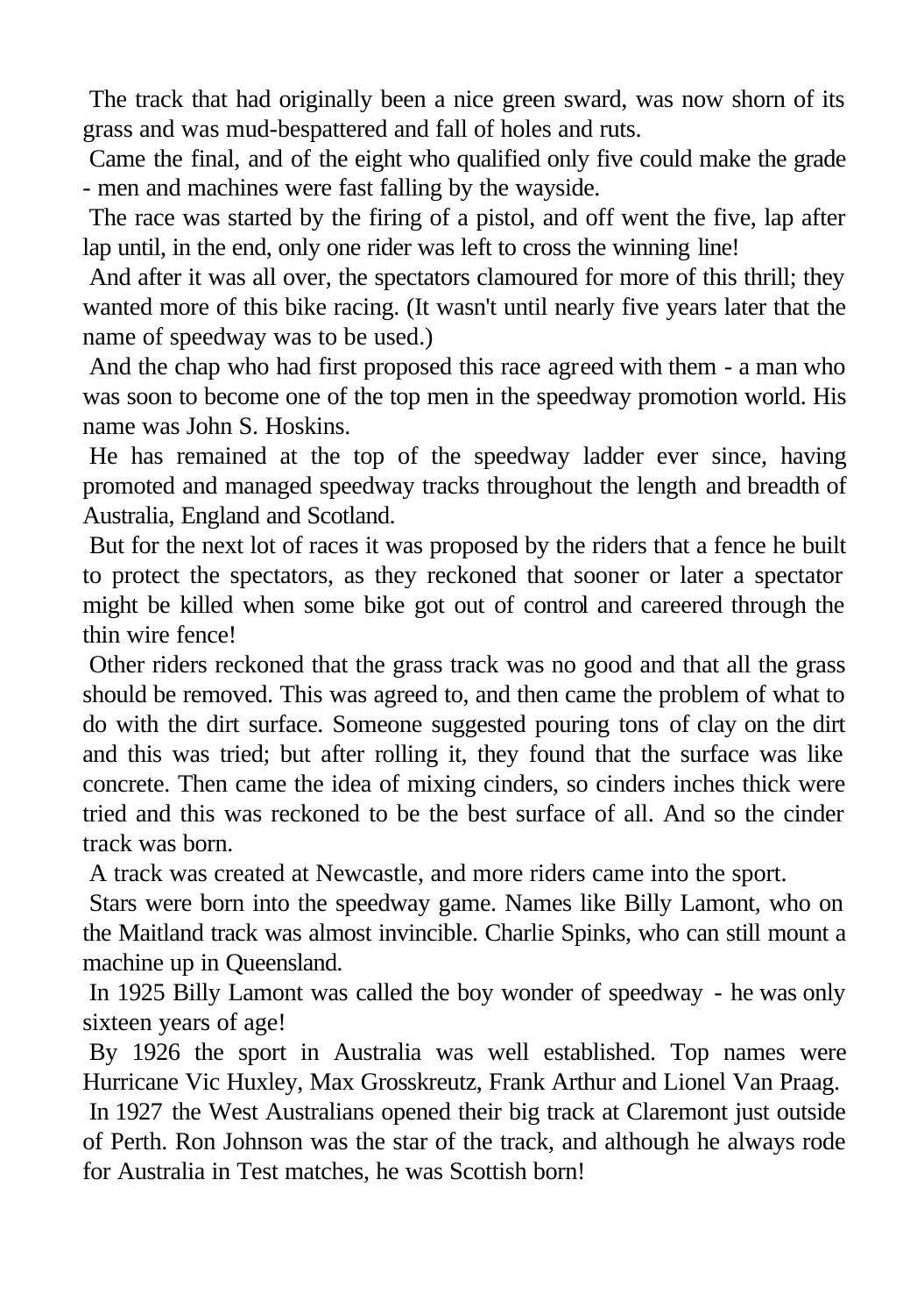The track that had originally been a nice green sward, was now shorn of its grass and was mud-bespattered and fall of holes and ruts.

Came the final, and of the eight who qualified only five could make the grade - men and machines were fast falling by the wayside.

The race was started by the firing of a pistol, and off went the five, lap after lap until, in the end, only one rider was left to cross the winning line!

And after it was all over, the spectators clamoured for more of this thrill; they wanted more of this bike racing. (It wasn't until nearly five years later that the name of speedway was to be used.)

And the chap who had first proposed this race agreed with them - a man who was soon to become one of the top men in the speedway promotion world. His name was John S. Hoskins.

He has remained at the top of the speedway ladder ever since, having promoted and managed speedway tracks throughout the length and breadth of Australia, England and Scotland.

But for the next lot of races it was proposed by the riders that a fence he built to protect the spectators, as they reckoned that sooner or later a spectator might be killed when some bike got out of control and careered through the thin wire fence!

Other riders reckoned that the grass track was no good and that all the grass should be removed. This was agreed to, and then came the problem of what to do with the dirt surface. Someone suggested pouring tons of clay on the dirt and this was tried; but after rolling it, they found that the surface was like concrete. Then came the idea of mixing cinders, so cinders inches thick were tried and this was reckoned to be the best surface of all. And so the cinder track was born.

A track was created at Newcastle, and more riders came into the sport.

Stars were born into the speedway game. Names like Billy Lamont, who on the Maitland track was almost invincible. Charlie Spinks, who can still mount a machine up in Queensland.

In 1925 Billy Lamont was called the boy wonder of speedway - he was only sixteen years of age!

By 1926 the sport in Australia was well established. Top names were Hurricane Vic Huxley, Max Grosskreutz, Frank Arthur and Lionel Van Praag.

In 1927 the West Australians opened their big track at Claremont just outside of Perth. Ron Johnson was the star of the track, and although he always rode for Australia in Test matches, he was Scottish born!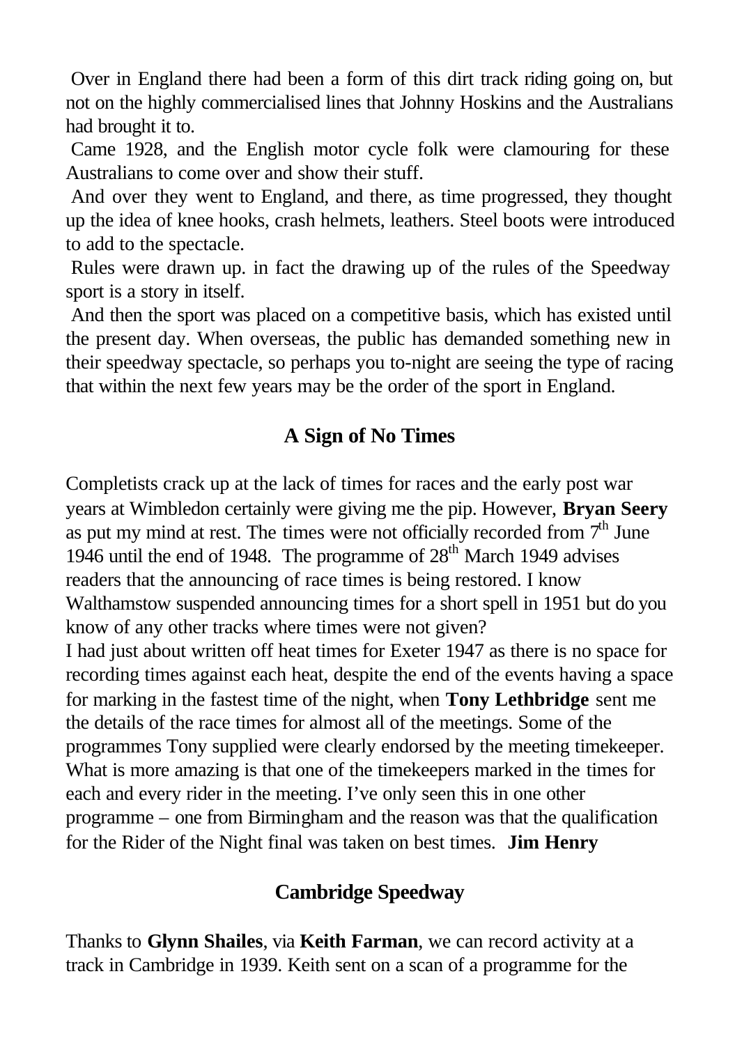Over in England there had been a form of this dirt track riding going on, but not on the highly commercialised lines that Johnny Hoskins and the Australians had brought it to.

Came 1928, and the English motor cycle folk were clamouring for these Australians to come over and show their stuff.

And over they went to England, and there, as time progressed, they thought up the idea of knee hooks, crash helmets, leathers. Steel boots were introduced to add to the spectacle.

Rules were drawn up. in fact the drawing up of the rules of the Speedway sport is a story in itself.

And then the sport was placed on a competitive basis, which has existed until the present day. When overseas, the public has demanded something new in their speedway spectacle, so perhaps you to-night are seeing the type of racing that within the next few years may be the order of the sport in England.

## A Sign of No Times

Completists crack up at the lack of times for races and the early post war years at Wimbledon certainly were giving me the pip. However, **Bryan Seery** as put my mind at rest. The times were not officially recorded from 7th June 1946 until the end of 1948. The programme of 28th March 1949 advises readers that the announcing of race times is being restored. I know Walthamstow suspended announcing times for a short spell in 1951 but do you know of any other tracks where times were not given?

I had just about written off heat times for Exeter 1947 as there is no space for recording times against each heat, despite the end of the events having a space for marking in the fastest time of the night, when **Tony Lethbridge** sent me the details of the race times for almost all of the meetings. Some of the programmes Tony supplied were clearly endorsed by the meeting timekeeper. What is more amazing is that one of the timekeepers marked in the times for each and every rider in the meeting. I've only seen this in one other programme – one from Birmingham and the reason was that the qualification for the Rider of the Night final was taken on best times. **Jim Henry**

## Cambridge Speedway

Thanks to **Glynn Shailes**, via **Keith Farman**, we can record activity at a track in Cambridge in 1939. Keith sent on a scan of a programme for the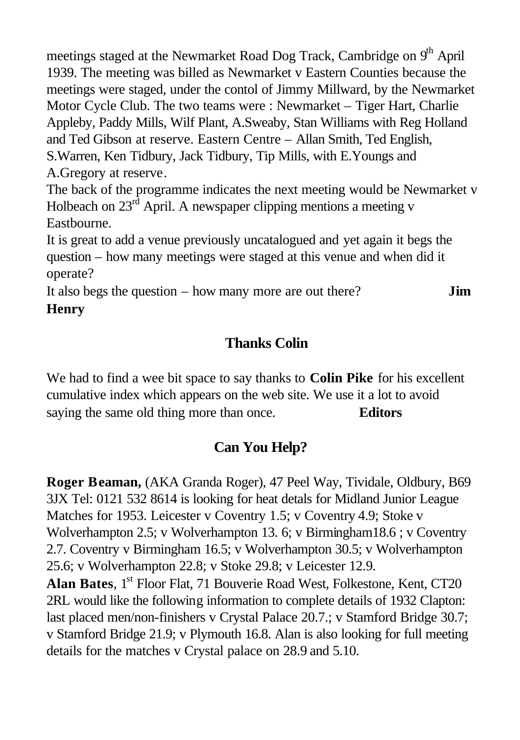meetings staged at the Newmarket Road Dog Track, Cambridge on 9th April 1939. The meeting was billed as Newmarket v Eastern Counties because the meetings were staged, under the contol of Jimmy Millward, by the Newmarket Motor Cycle Club. The two teams were : Newmarket – Tiger Hart, Charlie Appleby, Paddy Mills, Wilf Plant, A.Sweaby, Stan Williams with Reg Holland and Ted Gibson at reserve. Eastern Centre – Allan Smith, Ted English, S.Warren, Ken Tidbury, Jack Tidbury, Tip Mills, with E.Youngs and A.Gregory at reserve.

The back of the programme indicates the next meeting would be Newmarket v Holbeach on 23rd April. A newspaper clipping mentions a meeting v Eastbourne.

It is great to add a venue previously uncatalogued and yet again it begs the question – how many meetings were staged at this venue and when did it operate?

It also begs the question – how many more are out there? **Jim Henry**

## Thanks Colin

We had to find a wee bit space to say thanks to **Colin Pike** for his excellent cumulative index which appears on the web site. We use it a lot to avoid saying the same old thing more than once. **Editors**

## Can You Help?

**Roger Beaman,** (AKA Granda Roger), 47 Peel Way, Tividale, Oldbury, B69 3JX Tel: 0121 532 8614 is looking for heat detals for Midland Junior League Matches for 1953. Leicester v Coventry 1.5; v Coventry 4.9; Stoke v Wolverhampton 2.5; v Wolverhampton 13. 6; v Birmingham18.6 ; v Coventry 2.7. Coventry v Birmingham 16.5; v Wolverhampton 30.5; v Wolverhampton 25.6; v Wolverhampton 22.8; v Stoke 29.8; v Leicester 12.9.

**Alan Bates**, 1st Floor Flat, 71 Bouverie Road West, Folkestone, Kent, CT20 2RL would like the following information to complete details of 1932 Clapton: last placed men/non-finishers v Crystal Palace 20.7.; v Stamford Bridge 30.7; v Stamford Bridge 21.9; v Plymouth 16.8. Alan is also looking for full meeting details for the matches v Crystal palace on 28.9 and 5.10.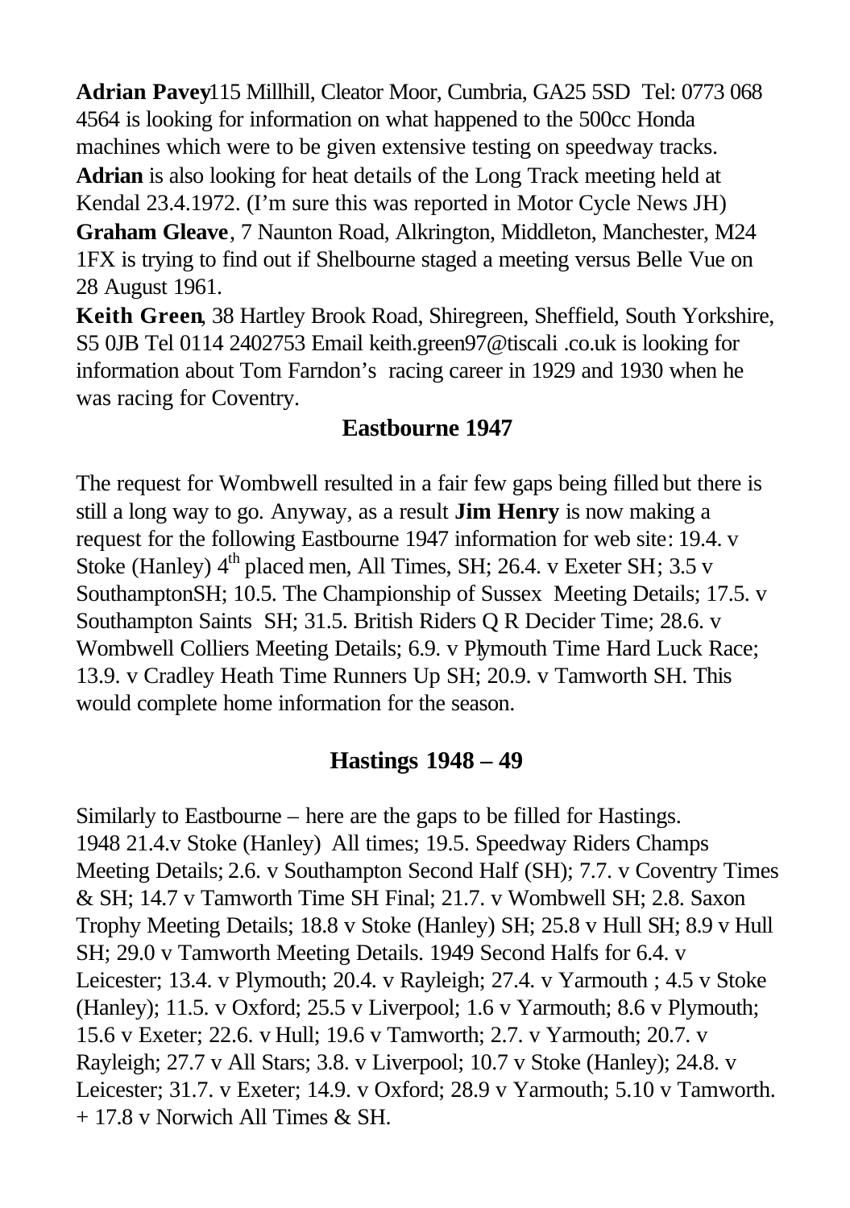**Adrian Pavey** 115 Millhill, Cleator Moor, Cumbria, GA25 5SD Tel: 0773 068 4564 is looking for information on what happened to the 500cc Honda machines which were to be given extensive testing on speedway tracks. **Adrian** is also looking for heat details of the Long Track meeting held at Kendal 23.4.1972. (I'm sure this was reported in Motor Cycle News JH)

**Graham Gleave**, 7 Naunton Road, Alkrington, Middleton, Manchester, M24 1FX is trying to find out if Shelbourne staged a meeting versus Belle Vue on 28 August 1961.

**Keith Green**, 38 Hartley Brook Road, Shiregreen, Sheffield, South Yorkshire, S5 0JB Tel 0114 2402753 Email keith.green97@tiscali .co.uk is looking for information about Tom Farndon's racing career in 1929 and 1930 when he was racing for Coventry.

## Eastbourne 1947

The request for Wombwell resulted in a fair few gaps being filled but there is still a long way to go. Anyway, as a result **Jim Henry** is now making a request for the following Eastbourne 1947 information for web site: 19.4. v Stoke (Hanley) 4th placed men, All Times, SH; 26.4. v Exeter SH; 3.5 v SouthamptonSH; 10.5. The Championship of Sussex Meeting Details; 17.5. v Southampton Saints SH; 31.5. British Riders Q R Decider Time; 28.6. v Wombwell Colliers Meeting Details; 6.9. v Plymouth Time Hard Luck Race; 13.9. v Cradley Heath Time Runners Up SH; 20.9. v Tamworth SH. This would complete home information for the season.

## Hastings 1948 – 49

Similarly to Eastbourne – here are the gaps to be filled for Hastings. 1948 21.4.v Stoke (Hanley) All times; 19.5. Speedway Riders Champs Meeting Details; 2.6. v Southampton Second Half (SH); 7.7. v Coventry Times & SH; 14.7 v Tamworth Time SH Final; 21.7. v Wombwell SH; 2.8. Saxon Trophy Meeting Details; 18.8 v Stoke (Hanley) SH; 25.8 v Hull SH; 8.9 v Hull SH; 29.0 v Tamworth Meeting Details. 1949 Second Halfs for 6.4. v Leicester; 13.4. v Plymouth; 20.4. v Rayleigh; 27.4. v Yarmouth ; 4.5 v Stoke (Hanley); 11.5. v Oxford; 25.5 v Liverpool; 1.6 v Yarmouth; 8.6 v Plymouth; 15.6 v Exeter; 22.6. v Hull; 19.6 v Tamworth; 2.7. v Yarmouth; 20.7. v Rayleigh; 27.7 v All Stars; 3.8. v Liverpool; 10.7 v Stoke (Hanley); 24.8. v Leicester; 31.7. v Exeter; 14.9. v Oxford; 28.9 v Yarmouth; 5.10 v Tamworth. + 17.8 v Norwich All Times & SH.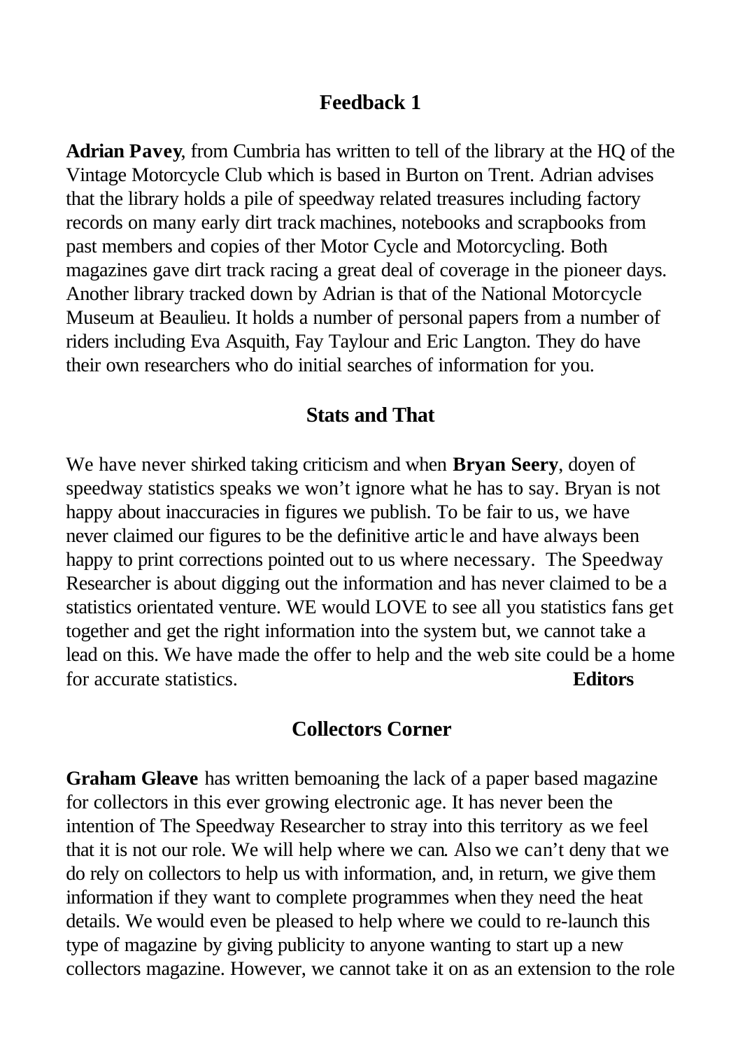## Feedback 1

**Adrian Pavey**, from Cumbria has written to tell of the library at the HQ of the Vintage Motorcycle Club which is based in Burton on Trent. Adrian advises that the library holds a pile of speedway related treasures including factory records on many early dirt track machines, notebooks and scrapbooks from past members and copies of ther Motor Cycle and Motorcycling. Both magazines gave dirt track racing a great deal of coverage in the pioneer days. Another library tracked down by Adrian is that of the National Motorcycle Museum at Beaulieu. It holds a number of personal papers from a number of riders including Eva Asquith, Fay Taylour and Eric Langton. They do have their own researchers who do initial searches of information for you.

## Stats and That

We have never shirked taking criticism and when **Bryan Seery**, doyen of speedway statistics speaks we won't ignore what he has to say. Bryan is not happy about inaccuracies in figures we publish. To be fair to us, we have never claimed our figures to be the definitive article and have always been happy to print corrections pointed out to us where necessary. The Speedway Researcher is about digging out the information and has never claimed to be a statistics orientated venture. WE would LOVE to see all you statistics fans get together and get the right information into the system but, we cannot take a lead on this. We have made the offer to help and the web site could be a home for accurate statistics. **Editors**

## Collectors Corner

**Graham Gleave** has written bemoaning the lack of a paper based magazine for collectors in this ever growing electronic age. It has never been the intention of The Speedway Researcher to stray into this territory as we feel that it is not our role. We will help where we can. Also we can't deny that we do rely on collectors to help us with information, and, in return, we give them information if they want to complete programmes when they need the heat details. We would even be pleased to help where we could to re-launch this type of magazine by giving publicity to anyone wanting to start up a new collectors magazine. However, we cannot take it on as an extension to the role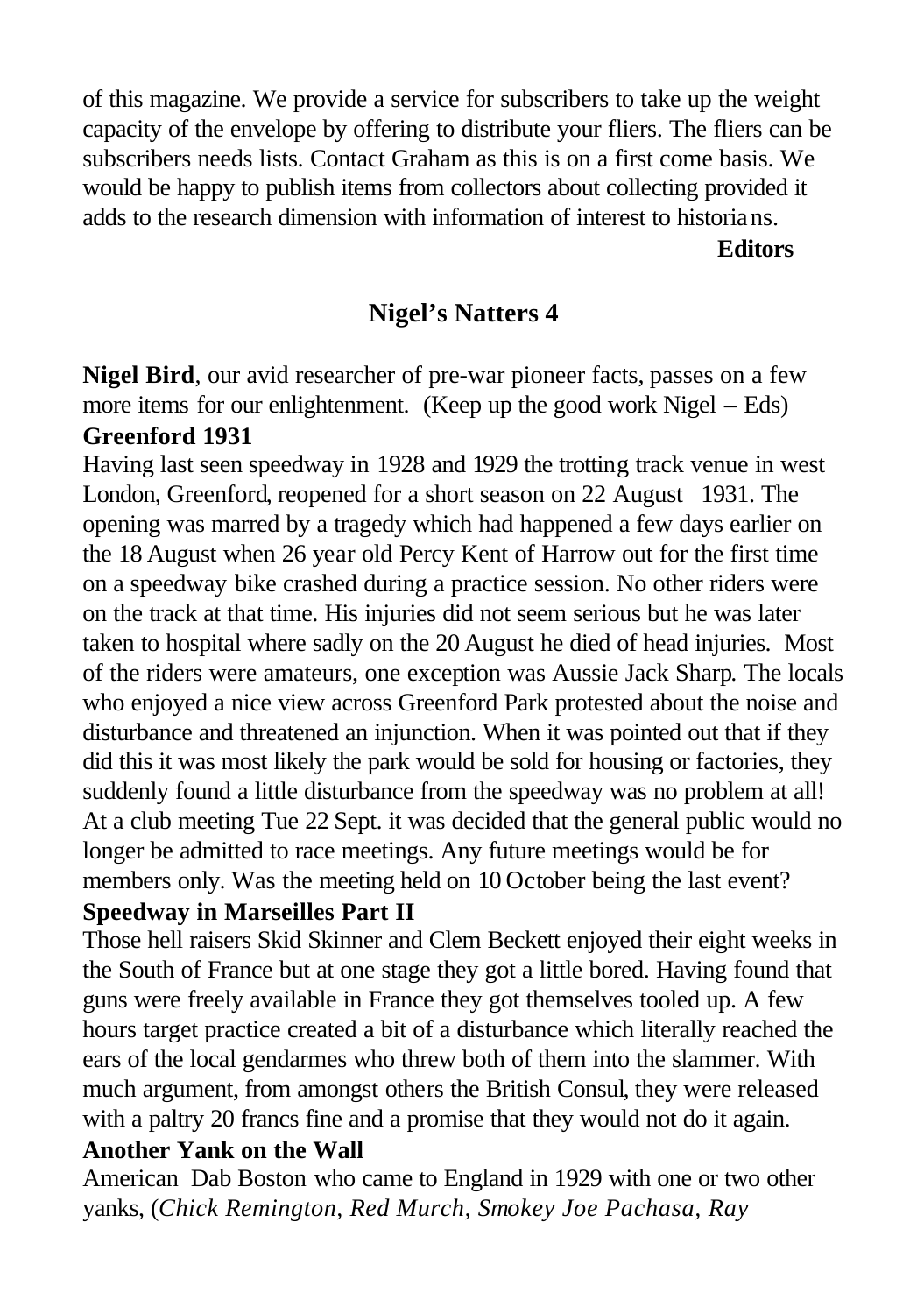of this magazine. We provide a service for subscribers to take up the weight capacity of the envelope by offering to distribute your fliers. The fliers can be subscribers needs lists. Contact Graham as this is on a first come basis. We would be happy to publish items from collectors about collecting provided it adds to the research dimension with information of interest to historians.

**Editors**

## Nigel's Natters 4

**Nigel Bird**, our avid researcher of pre-war pioneer facts, passes on a few more items for our enlightenment. (Keep up the good work Nigel – Eds)

**Greenford 1931**

Having last seen speedway in 1928 and 1929 the trotting track venue in west London, Greenford, reopened for a short season on 22 August 1931. The opening was marred by a tragedy which had happened a few days earlier on the 18 August when 26 year old Percy Kent of Harrow out for the first time on a speedway bike crashed during a practice session. No other riders were on the track at that time. His injuries did not seem serious but he was later taken to hospital where sadly on the 20 August he died of head injuries. Most of the riders were amateurs, one exception was Aussie Jack Sharp. The locals who enjoyed a nice view across Greenford Park protested about the noise and disturbance and threatened an injunction. When it was pointed out that if they did this it was most likely the park would be sold for housing or factories, they suddenly found a little disturbance from the speedway was no problem at all! At a club meeting Tue 22 Sept. it was decided that the general public would no longer be admitted to race meetings. Any future meetings would be for members only. Was the meeting held on 10 October being the last event?

**Speedway in Marseilles Part II**

Those hell raisers Skid Skinner and Clem Beckett enjoyed their eight weeks in the South of France but at one stage they got a little bored. Having found that guns were freely available in France they got themselves tooled up. A few hours target practice created a bit of a disturbance which literally reached the ears of the local gendarmes who threw both of them into the slammer. With much argument, from amongst others the British Consul, they were released with a paltry 20 francs fine and a promise that they would not do it again.

**Another Yank on the Wall**

American Dab Boston who came to England in 1929 with one or two other yanks, (*Chick Remington, Red Murch, Smokey Joe Pachasa, Ray*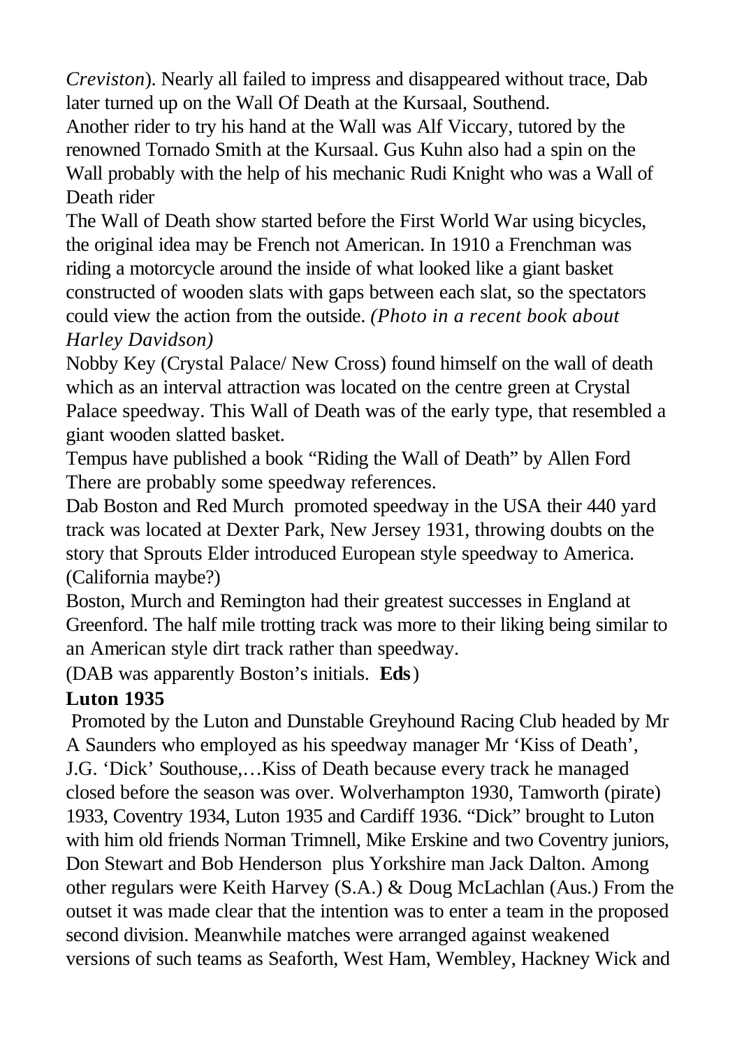*Creviston*). Nearly all failed to impress and disappeared without trace, Dab later turned up on the Wall Of Death at the Kursaal, Southend.

Another rider to try his hand at the Wall was Alf Viccary, tutored by the renowned Tornado Smith at the Kursaal. Gus Kuhn also had a spin on the Wall probably with the help of his mechanic Rudi Knight who was a Wall of Death rider

The Wall of Death show started before the First World War using bicycles, the original idea may be French not American. In 1910 a Frenchman was riding a motorcycle around the inside of what looked like a giant basket constructed of wooden slats with gaps between each slat, so the spectators could view the action from the outside. *(Photo in a recent book about Harley Davidson)*

Nobby Key (Crystal Palace/ New Cross) found himself on the wall of death which as an interval attraction was located on the centre green at Crystal Palace speedway. This Wall of Death was of the early type, that resembled a giant wooden slatted basket.

Tempus have published a book "Riding the Wall of Death" by Allen Ford There are probably some speedway references.

Dab Boston and Red Murch promoted speedway in the USA their 440 yard track was located at Dexter Park, New Jersey 1931, throwing doubts on the story that Sprouts Elder introduced European style speedway to America. (California maybe?)

Boston, Murch and Remington had their greatest successes in England at Greenford. The half mile trotting track was more to their liking being similar to an American style dirt track rather than speedway.

(DAB was apparently Boston's initials. **Eds**)

**Luton 1935**

Promoted by the Luton and Dunstable Greyhound Racing Club headed by Mr A Saunders who employed as his speedway manager Mr 'Kiss of Death', J.G. 'Dick' Southouse,…Kiss of Death because every track he managed closed before the season was over. Wolverhampton 1930, Tamworth (pirate) 1933, Coventry 1934, Luton 1935 and Cardiff 1936. "Dick" brought to Luton with him old friends Norman Trimnell, Mike Erskine and two Coventry juniors, Don Stewart and Bob Henderson plus Yorkshire man Jack Dalton. Among other regulars were Keith Harvey (S.A.) & Doug McLachlan (Aus.) From the outset it was made clear that the intention was to enter a team in the proposed second division. Meanwhile matches were arranged against weakened versions of such teams as Seaforth, West Ham, Wembley, Hackney Wick and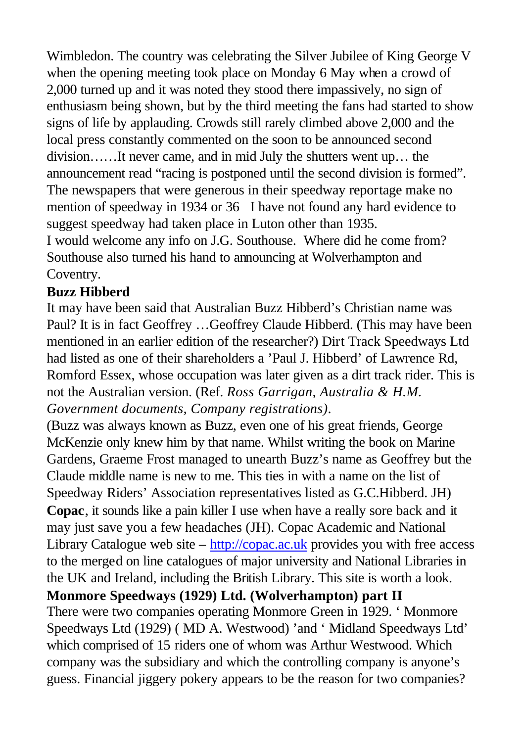Wimbledon. The country was celebrating the Silver Jubilee of King George V when the opening meeting took place on Monday 6 May when a crowd of 2,000 turned up and it was noted they stood there impassively, no sign of enthusiasm being shown, but by the third meeting the fans had started to show signs of life by applauding. Crowds still rarely climbed above 2,000 and the local press constantly commented on the soon to be announced second division……It never came, and in mid July the shutters went up… the announcement read "racing is postponed until the second division is formed". The newspapers that were generous in their speedway reportage make no mention of speedway in 1934 or 36 I have not found any hard evidence to suggest speedway had taken place in Luton other than 1935.

I would welcome any info on J.G. Southouse. Where did he come from? Southouse also turned his hand to announcing at Wolverhampton and Coventry.

**Buzz Hibberd**

It may have been said that Australian Buzz Hibberd's Christian name was Paul? It is in fact Geoffrey …Geoffrey Claude Hibberd. (This may have been mentioned in an earlier edition of the researcher?) Dirt Track Speedways Ltd had listed as one of their shareholders a 'Paul J. Hibberd' of Lawrence Rd, Romford Essex, whose occupation was later given as a dirt track rider. This is not the Australian version. (Ref. *Ross Garrigan, Australia & H.M. Government documents, Company registrations)*.

(Buzz was always known as Buzz, even one of his great friends, George McKenzie only knew him by that name. Whilst writing the book on Marine Gardens, Graeme Frost managed to unearth Buzz's name as Geoffrey but the Claude middle name is new to me. This ties in with a name on the list of Speedway Riders' Association representatives listed as G.C.Hibberd. JH)

**Copac**, it sounds like a pain killer I use when have a really sore back and it may just save you a few headaches (JH). Copac Academic and National Library Catalogue web site – http://copac.ac.uk provides you with free access to the merged on line catalogues of major university and National Libraries in the UK and Ireland, including the British Library. This site is worth a look.

**Monmore Speedways (1929) Ltd. (Wolverhampton) part II**

There were two companies operating Monmore Green in 1929. ' Monmore Speedways Ltd (1929) ( MD A. Westwood) 'and ' Midland Speedways Ltd' which comprised of 15 riders one of whom was Arthur Westwood. Which company was the subsidiary and which the controlling company is anyone's guess. Financial jiggery pokery appears to be the reason for two companies?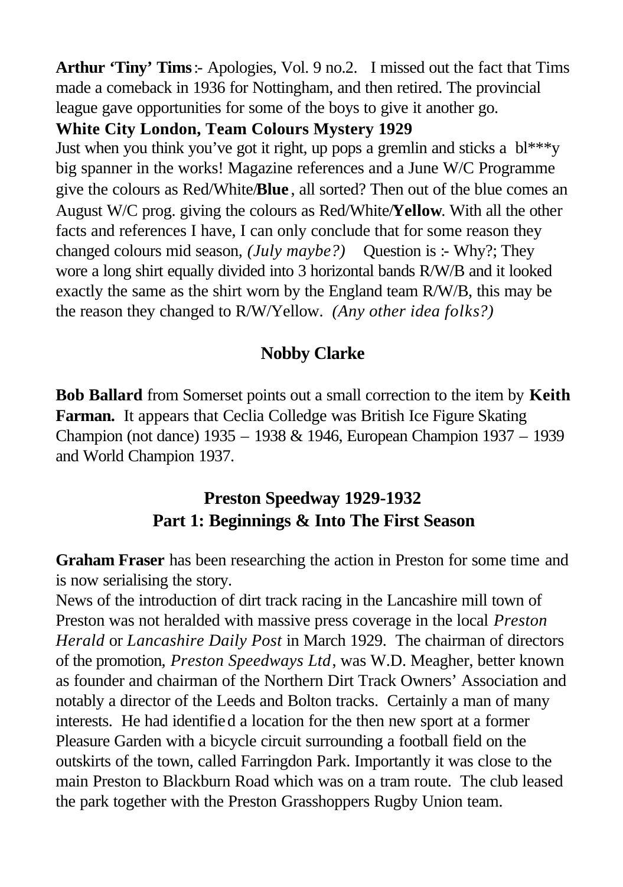**Arthur 'Tiny' Tims**:- Apologies, Vol. 9 no.2. I missed out the fact that Tims made a comeback in 1936 for Nottingham, and then retired. The provincial league gave opportunities for some of the boys to give it another go.

**White City London, Team Colours Mystery 1929**

Just when you think you've got it right, up pops a gremlin and sticks a bl***y big spanner in the works! Magazine references and a June W/C Programme give the colours as Red/White/**Blue**, all sorted? Then out of the blue comes an August W/C prog. giving the colours as Red/White/**Yellow**. With all the other facts and references I have, I can only conclude that for some reason they changed colours mid season, *(July maybe?)* Question is :- Why?; They wore a long shirt equally divided into 3 horizontal bands R/W/B and it looked exactly the same as the shirt worn by the England team R/W/B, this may be the reason they changed to R/W/Yellow. *(Any other idea folks?)*

**Nobby Clarke**

**Bob Ballard** from Somerset points out a small correction to the item by **Keith Farman.** It appears that Ceclia Colledge was British Ice Figure Skating Champion (not dance) 1935 – 1938 & 1946, European Champion 1937 – 1939 and World Champion 1937.

## Preston Speedway 1929-1932
## Part 1: Beginnings & Into The First Season

**Graham Fraser** has been researching the action in Preston for some time and is now serialising the story.

News of the introduction of dirt track racing in the Lancashire mill town of Preston was not heralded with massive press coverage in the local *Preston Herald* or *Lancashire Daily Post* in March 1929. The chairman of directors of the promotion, *Preston Speedways Ltd*, was W.D. Meagher, better known as founder and chairman of the Northern Dirt Track Owners' Association and notably a director of the Leeds and Bolton tracks. Certainly a man of many interests. He had identified a location for the then new sport at a former Pleasure Garden with a bicycle circuit surrounding a football field on the outskirts of the town, called Farringdon Park. Importantly it was close to the main Preston to Blackburn Road which was on a tram route. The club leased the park together with the Preston Grasshoppers Rugby Union team.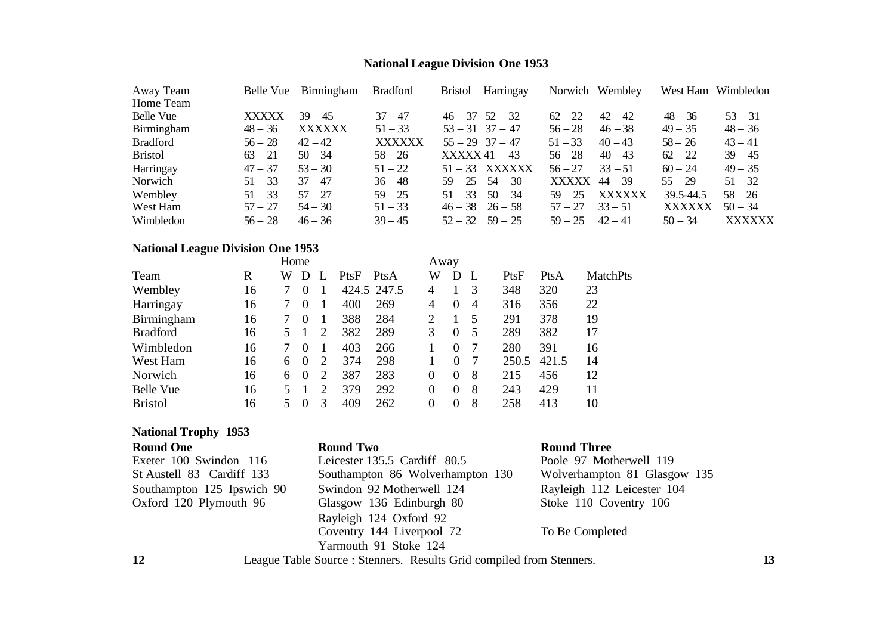## National League Division One 1953

| Away Team / Home Team | Belle Vue | Birmingham | Bradford | Bristol | Harringay | Norwich | Wembley | West Ham | Wimbledon |
|---|---|---|---|---|---|---|---|---|---|
| Belle Vue | XXXXX | 39 – 45 | 37 – 47 | 46 – 37 | 52 – 32 | 62 – 22 | 42 – 42 | 48 – 36 | 53 – 31 |
| Birmingham | 48 – 36 | XXXXXX | 51 – 33 | 53 – 31 | 37 – 47 | 56 – 28 | 46 – 38 | 49 – 35 | 48 – 36 |
| Bradford | 56 – 28 | 42 – 42 | XXXXXX | 55 – 29 | 37 – 47 | 51 – 33 | 40 – 43 | 58 – 26 | 43 – 41 |
| Bristol | 63 – 21 | 50 – 34 | 58 – 26 | XXXXX | 41 – 43 | 56 – 28 | 40 – 43 | 62 – 22 | 39 – 45 |
| Harringay | 47 – 37 | 53 – 30 | 51 – 22 | 51 – 33 | XXXXXX | 56 – 27 | 33 – 51 | 60 – 24 | 49 – 35 |
| Norwich | 51 – 33 | 37 – 47 | 36 – 48 | 59 – 25 | 54 – 30 | XXXXX | 44 – 39 | 55 – 29 | 51 – 32 |
| Wembley | 51 – 33 | 57 – 27 | 59 – 25 | 51 – 33 | 50 – 34 | 59 – 25 | XXXXXX | 39.5-44.5 | 58 – 26 |
| West Ham | 57 – 27 | 54 – 30 | 51 – 33 | 46 – 38 | 26 – 58 | 57 – 27 | 33 – 51 | XXXXXX | 50 – 34 |
| Wimbledon | 56 – 28 | 46 – 36 | 39 – 45 | 52 – 32 | 59 – 25 | 59 – 25 | 42 – 41 | 50 – 34 | XXXXXX |

## National League Division One 1953

| | | Home | | | | | Away | | | | | |
|---|---|---|---|---|---|---|---|---|---|---|---|---|
| Team | R | W | D | L | PtsF | PtsA | W | D | L | PtsF | PtsA | MatchPts |
| Wembley | 16 | 7 | 0 | 1 | 424.5 | 247.5 | 4 | 1 | 3 | 348 | 320 | 23 |
| Harringay | 16 | 7 | 0 | 1 | 400 | 269 | 4 | 0 | 4 | 316 | 356 | 22 |
| Birmingham | 16 | 7 | 0 | 1 | 388 | 284 | 2 | 1 | 5 | 291 | 378 | 19 |
| Bradford | 16 | 5 | 1 | 2 | 382 | 289 | 3 | 0 | 5 | 289 | 382 | 17 |
| Wimbledon | 16 | 7 | 0 | 1 | 403 | 266 | 1 | 0 | 7 | 280 | 391 | 16 |
| West Ham | 16 | 6 | 0 | 2 | 374 | 298 | 1 | 0 | 7 | 250.5 | 421.5 | 14 |
| Norwich | 16 | 6 | 0 | 2 | 387 | 283 | 0 | 0 | 8 | 215 | 456 | 12 |
| Belle Vue | 16 | 5 | 1 | 2 | 379 | 292 | 0 | 0 | 8 | 243 | 429 | 11 |
| Bristol | 16 | 5 | 0 | 3 | 409 | 262 | 0 | 0 | 8 | 258 | 413 | 10 |

## National Trophy 1953

**Round One**

Exeter 100 Swindon 116
St Austell 83 Cardiff 133
Southampton 125 Ipswich 90
Oxford 120 Plymouth 96

**Round Two**

Leicester 135.5 Cardiff 80.5
Southampton 86 Wolverhampton 130
Swindon 92 Motherwell 124
Glasgow 136 Edinburgh 80
Rayleigh 124 Oxford 92
Coventry 144 Liverpool 72
Yarmouth 91 Stoke 124

**Round Three**

Poole 97 Motherwell 119
Wolverhampton 81 Glasgow 135
Rayleigh 112 Leicester 104
Stoke 110 Coventry 106

To Be Completed

League Table Source : Stenners. Results Grid compiled from Stenners.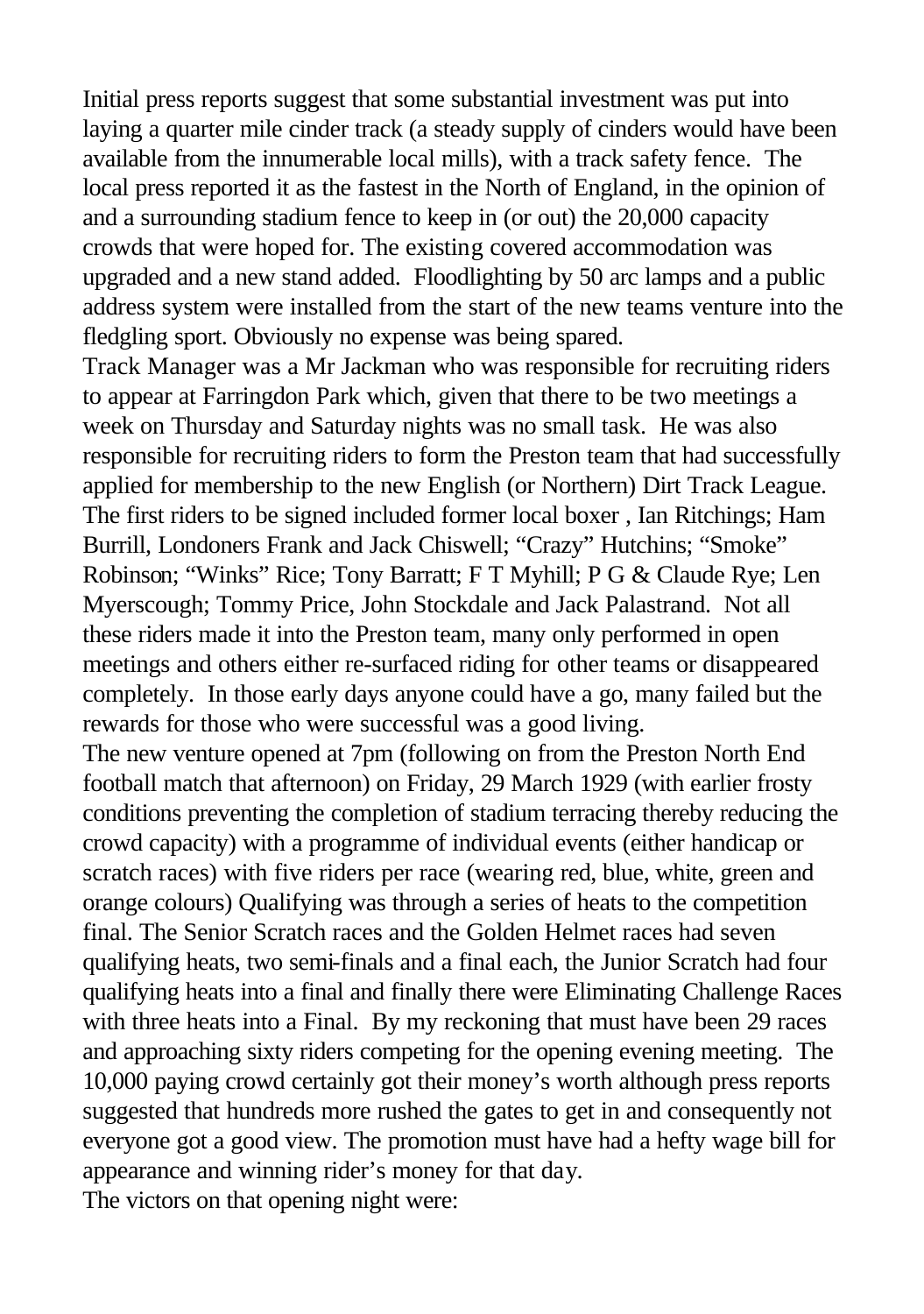Initial press reports suggest that some substantial investment was put into laying a quarter mile cinder track (a steady supply of cinders would have been available from the innumerable local mills), with a track safety fence. The local press reported it as the fastest in the North of England, in the opinion of and a surrounding stadium fence to keep in (or out) the 20,000 capacity crowds that were hoped for. The existing covered accommodation was upgraded and a new stand added. Floodlighting by 50 arc lamps and a public address system were installed from the start of the new teams venture into the fledgling sport. Obviously no expense was being spared.

Track Manager was a Mr Jackman who was responsible for recruiting riders to appear at Farringdon Park which, given that there to be two meetings a week on Thursday and Saturday nights was no small task. He was also responsible for recruiting riders to form the Preston team that had successfully applied for membership to the new English (or Northern) Dirt Track League. The first riders to be signed included former local boxer , Ian Ritchings; Ham Burrill, Londoners Frank and Jack Chiswell; "Crazy" Hutchins; "Smoke" Robinson; "Winks" Rice; Tony Barratt; F T Myhill; P G & Claude Rye; Len Myerscough; Tommy Price, John Stockdale and Jack Palastrand. Not all these riders made it into the Preston team, many only performed in open meetings and others either re-surfaced riding for other teams or disappeared completely. In those early days anyone could have a go, many failed but the rewards for those who were successful was a good living.

The new venture opened at 7pm (following on from the Preston North End football match that afternoon) on Friday, 29 March 1929 (with earlier frosty conditions preventing the completion of stadium terracing thereby reducing the crowd capacity) with a programme of individual events (either handicap or scratch races) with five riders per race (wearing red, blue, white, green and orange colours) Qualifying was through a series of heats to the competition final. The Senior Scratch races and the Golden Helmet races had seven qualifying heats, two semi-finals and a final each, the Junior Scratch had four qualifying heats into a final and finally there were Eliminating Challenge Races with three heats into a Final. By my reckoning that must have been 29 races and approaching sixty riders competing for the opening evening meeting. The 10,000 paying crowd certainly got their money's worth although press reports suggested that hundreds more rushed the gates to get in and consequently not everyone got a good view. The promotion must have had a hefty wage bill for appearance and winning rider's money for that day.

The victors on that opening night were: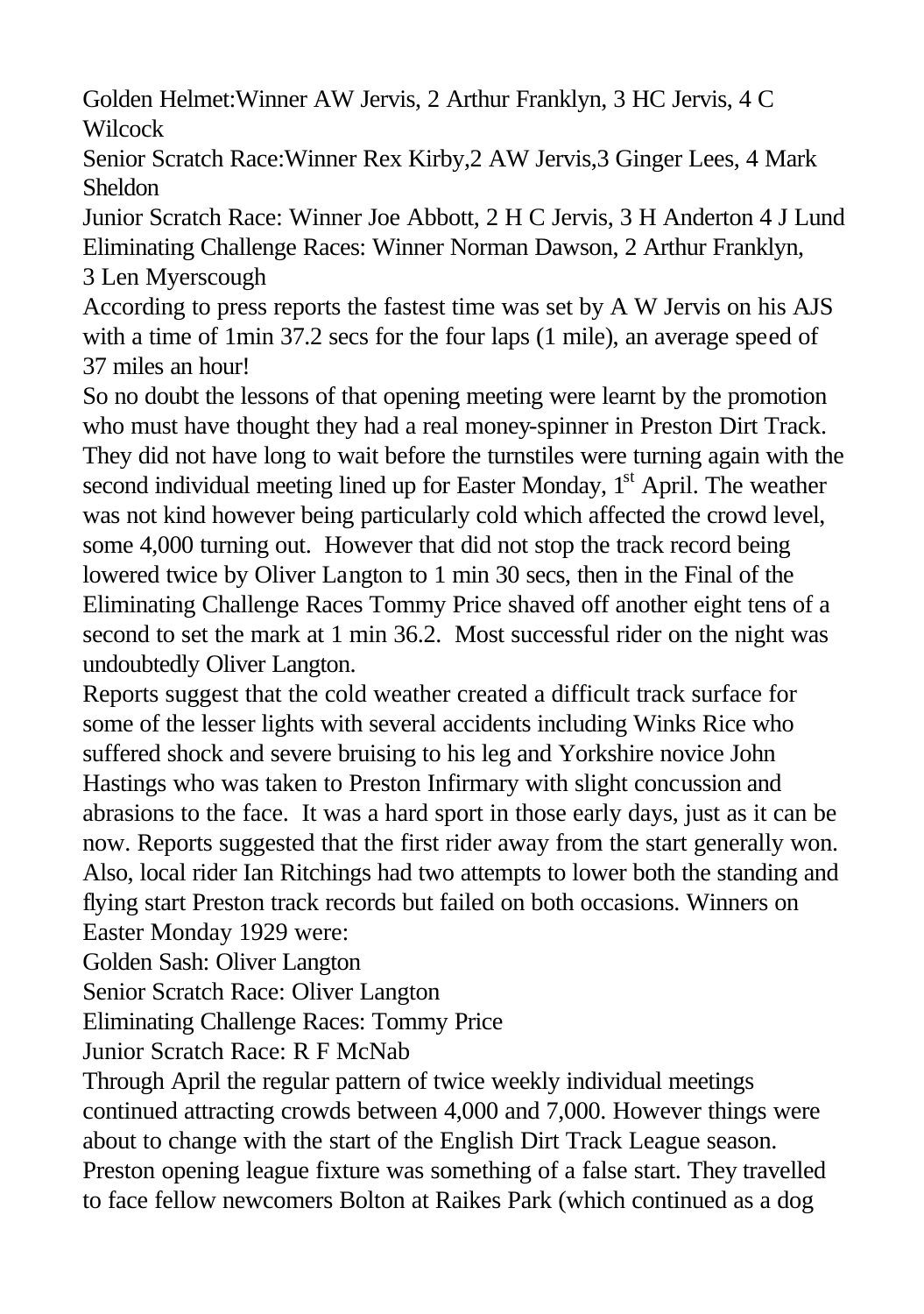Golden Helmet:Winner AW Jervis, 2 Arthur Franklyn, 3 HC Jervis, 4 C Wilcock

Senior Scratch Race:Winner Rex Kirby,2 AW Jervis,3 Ginger Lees, 4 Mark Sheldon

Junior Scratch Race: Winner Joe Abbott, 2 H C Jervis, 3 H Anderton 4 J Lund

Eliminating Challenge Races: Winner Norman Dawson, 2 Arthur Franklyn, 3 Len Myerscough

According to press reports the fastest time was set by A W Jervis on his AJS with a time of 1min 37.2 secs for the four laps (1 mile), an average speed of 37 miles an hour!

So no doubt the lessons of that opening meeting were learnt by the promotion who must have thought they had a real money-spinner in Preston Dirt Track. They did not have long to wait before the turnstiles were turning again with the second individual meeting lined up for Easter Monday, 1st April. The weather was not kind however being particularly cold which affected the crowd level, some 4,000 turning out. However that did not stop the track record being lowered twice by Oliver Langton to 1 min 30 secs, then in the Final of the Eliminating Challenge Races Tommy Price shaved off another eight tens of a second to set the mark at 1 min 36.2. Most successful rider on the night was undoubtedly Oliver Langton.

Reports suggest that the cold weather created a difficult track surface for some of the lesser lights with several accidents including Winks Rice who suffered shock and severe bruising to his leg and Yorkshire novice John Hastings who was taken to Preston Infirmary with slight concussion and abrasions to the face. It was a hard sport in those early days, just as it can be now. Reports suggested that the first rider away from the start generally won. Also, local rider Ian Ritchings had two attempts to lower both the standing and flying start Preston track records but failed on both occasions. Winners on Easter Monday 1929 were:

Golden Sash: Oliver Langton

Senior Scratch Race: Oliver Langton

Eliminating Challenge Races: Tommy Price

Junior Scratch Race: R F McNab

Through April the regular pattern of twice weekly individual meetings continued attracting crowds between 4,000 and 7,000. However things were about to change with the start of the English Dirt Track League season. Preston opening league fixture was something of a false start. They travelled to face fellow newcomers Bolton at Raikes Park (which continued as a dog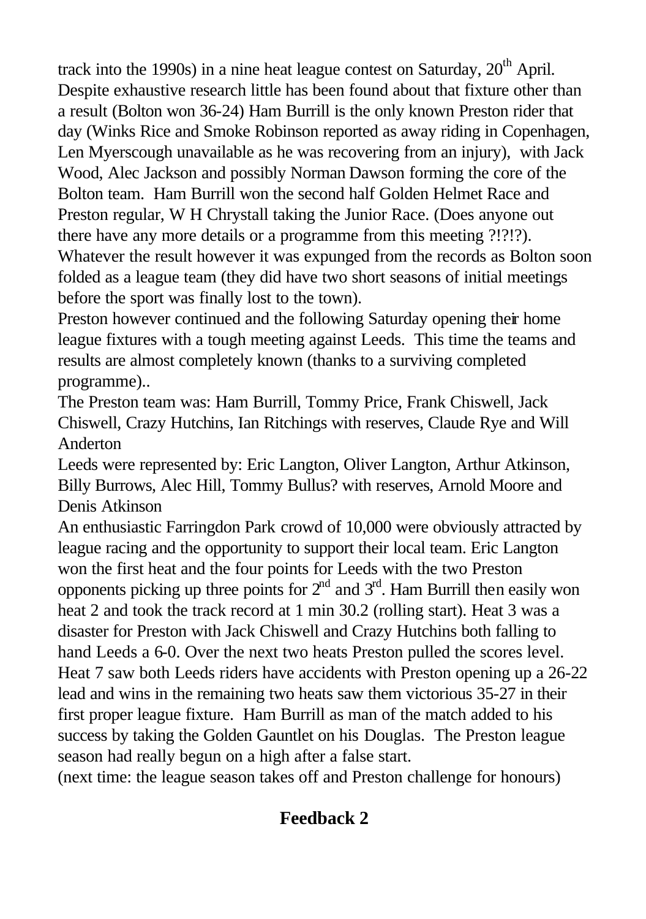track into the 1990s) in a nine heat league contest on Saturday, 20th April. Despite exhaustive research little has been found about that fixture other than a result (Bolton won 36-24) Ham Burrill is the only known Preston rider that day (Winks Rice and Smoke Robinson reported as away riding in Copenhagen, Len Myerscough unavailable as he was recovering from an injury), with Jack Wood, Alec Jackson and possibly Norman Dawson forming the core of the Bolton team. Ham Burrill won the second half Golden Helmet Race and Preston regular, W H Chrystall taking the Junior Race. (Does anyone out there have any more details or a programme from this meeting ?!?!?). Whatever the result however it was expunged from the records as Bolton soon folded as a league team (they did have two short seasons of initial meetings before the sport was finally lost to the town).

Preston however continued and the following Saturday opening their home league fixtures with a tough meeting against Leeds. This time the teams and results are almost completely known (thanks to a surviving completed programme)..

The Preston team was: Ham Burrill, Tommy Price, Frank Chiswell, Jack Chiswell, Crazy Hutchins, Ian Ritchings with reserves, Claude Rye and Will Anderton

Leeds were represented by: Eric Langton, Oliver Langton, Arthur Atkinson, Billy Burrows, Alec Hill, Tommy Bullus? with reserves, Arnold Moore and Denis Atkinson

An enthusiastic Farringdon Park crowd of 10,000 were obviously attracted by league racing and the opportunity to support their local team. Eric Langton won the first heat and the four points for Leeds with the two Preston opponents picking up three points for 2nd and 3rd. Ham Burrill then easily won heat 2 and took the track record at 1 min 30.2 (rolling start). Heat 3 was a disaster for Preston with Jack Chiswell and Crazy Hutchins both falling to hand Leeds a 6-0. Over the next two heats Preston pulled the scores level. Heat 7 saw both Leeds riders have accidents with Preston opening up a 26-22 lead and wins in the remaining two heats saw them victorious 35-27 in their first proper league fixture. Ham Burrill as man of the match added to his success by taking the Golden Gauntlet on his Douglas. The Preston league season had really begun on a high after a false start.

(next time: the league season takes off and Preston challenge for honours)

## Feedback 2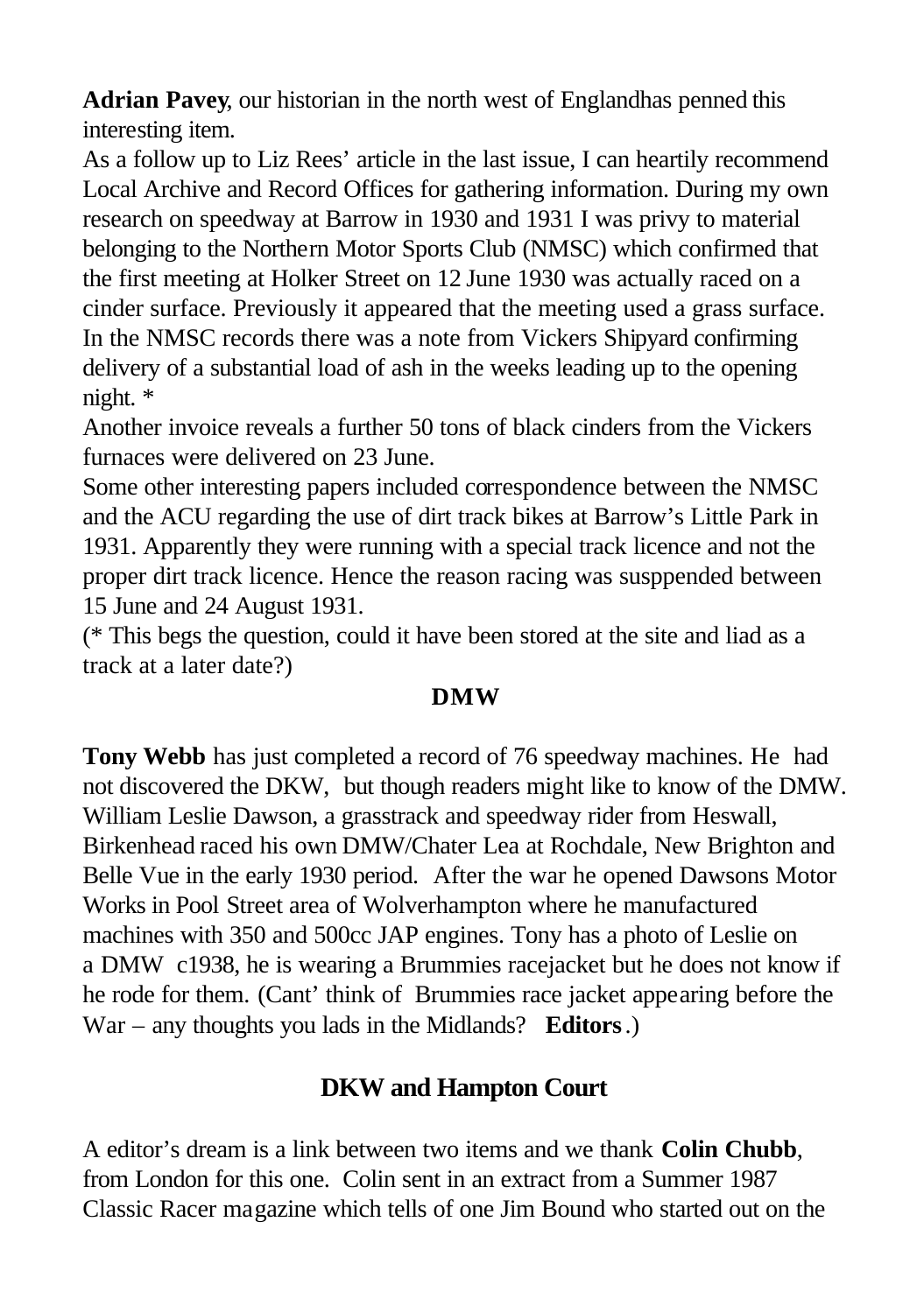**Adrian Pavey**, our historian in the north west of Englandhas penned this interesting item.

As a follow up to Liz Rees' article in the last issue, I can heartily recommend Local Archive and Record Offices for gathering information. During my own research on speedway at Barrow in 1930 and 1931 I was privy to material belonging to the Northern Motor Sports Club (NMSC) which confirmed that the first meeting at Holker Street on 12 June 1930 was actually raced on a cinder surface. Previously it appeared that the meeting used a grass surface. In the NMSC records there was a note from Vickers Shipyard confirming delivery of a substantial load of ash in the weeks leading up to the opening night. *

Another invoice reveals a further 50 tons of black cinders from the Vickers furnaces were delivered on 23 June.

Some other interesting papers included correspondence between the NMSC and the ACU regarding the use of dirt track bikes at Barrow's Little Park in 1931. Apparently they were running with a special track licence and not the proper dirt track licence. Hence the reason racing was susppended between 15 June and 24 August 1931.

(* This begs the question, could it have been stored at the site and liad as a track at a later date?)

## DMW

**Tony Webb** has just completed a record of 76 speedway machines. He had not discovered the DKW, but though readers might like to know of the DMW. William Leslie Dawson, a grasstrack and speedway rider from Heswall, Birkenhead raced his own DMW/Chater Lea at Rochdale, New Brighton and Belle Vue in the early 1930 period. After the war he opened Dawsons Motor Works in Pool Street area of Wolverhampton where he manufactured machines with 350 and 500cc JAP engines. Tony has a photo of Leslie on a DMW c1938, he is wearing a Brummies racejacket but he does not know if he rode for them. (Cant' think of Brummies race jacket appearing before the War – any thoughts you lads in the Midlands? **Editors**.)

## DKW and Hampton Court

A editor's dream is a link between two items and we thank **Colin Chubb**, from London for this one. Colin sent in an extract from a Summer 1987 Classic Racer magazine which tells of one Jim Bound who started out on the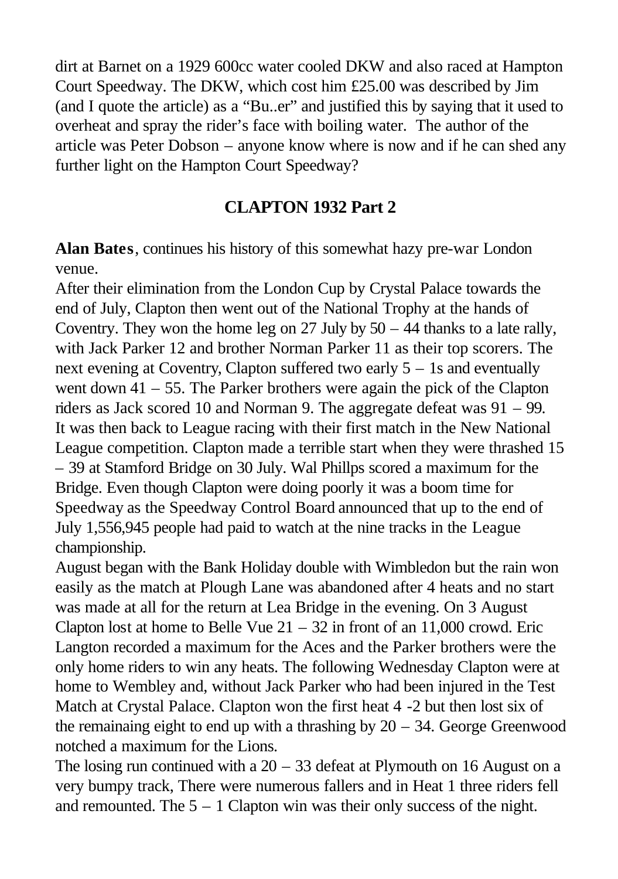dirt at Barnet on a 1929 600cc water cooled DKW and also raced at Hampton Court Speedway. The DKW, which cost him £25.00 was described by Jim (and I quote the article) as a "Bu..er" and justified this by saying that it used to overheat and spray the rider's face with boiling water. The author of the article was Peter Dobson – anyone know where is now and if he can shed any further light on the Hampton Court Speedway?

## CLAPTON 1932 Part 2

**Alan Bates**, continues his history of this somewhat hazy pre-war London venue.

After their elimination from the London Cup by Crystal Palace towards the end of July, Clapton then went out of the National Trophy at the hands of Coventry. They won the home leg on 27 July by 50 – 44 thanks to a late rally, with Jack Parker 12 and brother Norman Parker 11 as their top scorers. The next evening at Coventry, Clapton suffered two early 5 – 1s and eventually went down 41 – 55. The Parker brothers were again the pick of the Clapton riders as Jack scored 10 and Norman 9. The aggregate defeat was 91 – 99.

It was then back to League racing with their first match in the New National League competition. Clapton made a terrible start when they were thrashed 15 – 39 at Stamford Bridge on 30 July. Wal Phillps scored a maximum for the Bridge. Even though Clapton were doing poorly it was a boom time for Speedway as the Speedway Control Board announced that up to the end of July 1,556,945 people had paid to watch at the nine tracks in the League championship.

August began with the Bank Holiday double with Wimbledon but the rain won easily as the match at Plough Lane was abandoned after 4 heats and no start was made at all for the return at Lea Bridge in the evening. On 3 August Clapton lost at home to Belle Vue 21 – 32 in front of an 11,000 crowd. Eric Langton recorded a maximum for the Aces and the Parker brothers were the only home riders to win any heats. The following Wednesday Clapton were at home to Wembley and, without Jack Parker who had been injured in the Test Match at Crystal Palace. Clapton won the first heat 4 -2 but then lost six of the remainaing eight to end up with a thrashing by 20 – 34. George Greenwood notched a maximum for the Lions.

The losing run continued with a 20 – 33 defeat at Plymouth on 16 August on a very bumpy track, There were numerous fallers and in Heat 1 three riders fell and remounted. The 5 – 1 Clapton win was their only success of the night.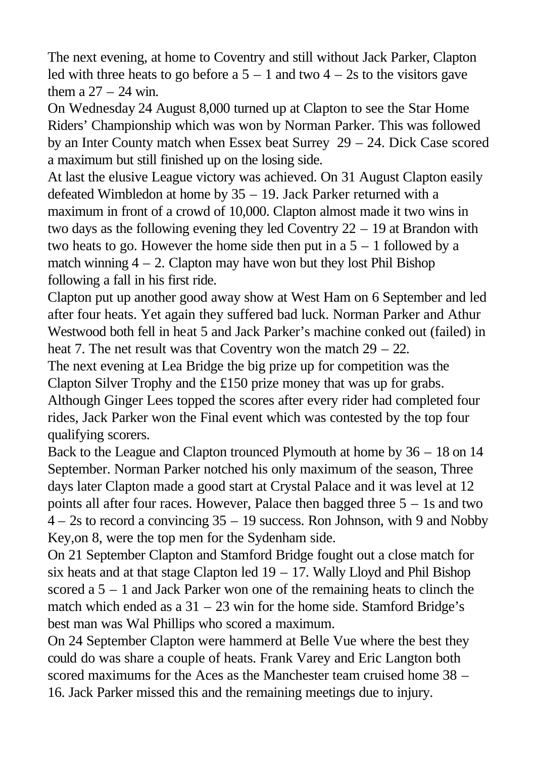The next evening, at home to Coventry and still without Jack Parker, Clapton led with three heats to go before a 5 – 1 and two 4 – 2s to the visitors gave them a 27 – 24 win.

On Wednesday 24 August 8,000 turned up at Clapton to see the Star Home Riders' Championship which was won by Norman Parker. This was followed by an Inter County match when Essex beat Surrey 29 – 24. Dick Case scored a maximum but still finished up on the losing side.

At last the elusive League victory was achieved. On 31 August Clapton easily defeated Wimbledon at home by 35 – 19. Jack Parker returned with a maximum in front of a crowd of 10,000. Clapton almost made it two wins in two days as the following evening they led Coventry 22 – 19 at Brandon with two heats to go. However the home side then put in a 5 – 1 followed by a match winning 4 – 2. Clapton may have won but they lost Phil Bishop following a fall in his first ride.

Clapton put up another good away show at West Ham on 6 September and led after four heats. Yet again they suffered bad luck. Norman Parker and Athur Westwood both fell in heat 5 and Jack Parker's machine conked out (failed) in heat 7. The net result was that Coventry won the match 29 – 22.

The next evening at Lea Bridge the big prize up for competition was the Clapton Silver Trophy and the £150 prize money that was up for grabs. Although Ginger Lees topped the scores after every rider had completed four rides, Jack Parker won the Final event which was contested by the top four qualifying scorers.

Back to the League and Clapton trounced Plymouth at home by 36 – 18 on 14 September. Norman Parker notched his only maximum of the season, Three days later Clapton made a good start at Crystal Palace and it was level at 12 points all after four races. However, Palace then bagged three 5 – 1s and two 4 – 2s to record a convincing 35 – 19 success. Ron Johnson, with 9 and Nobby Key,on 8, were the top men for the Sydenham side.

On 21 September Clapton and Stamford Bridge fought out a close match for six heats and at that stage Clapton led 19 – 17. Wally Lloyd and Phil Bishop scored a 5 – 1 and Jack Parker won one of the remaining heats to clinch the match which ended as a 31 – 23 win for the home side. Stamford Bridge's best man was Wal Phillips who scored a maximum.

On 24 September Clapton were hammerd at Belle Vue where the best they could do was share a couple of heats. Frank Varey and Eric Langton both scored maximums for the Aces as the Manchester team cruised home 38 – 16. Jack Parker missed this and the remaining meetings due to injury.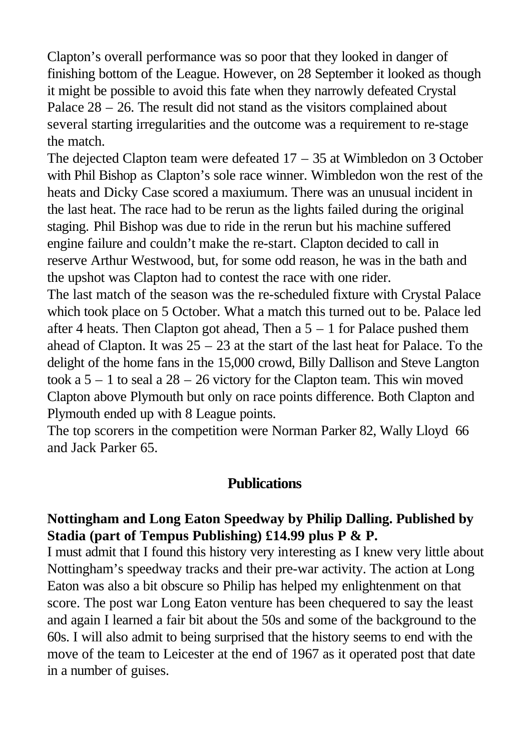Clapton's overall performance was so poor that they looked in danger of finishing bottom of the League. However, on 28 September it looked as though it might be possible to avoid this fate when they narrowly defeated Crystal Palace 28 – 26. The result did not stand as the visitors complained about several starting irregularities and the outcome was a requirement to re-stage the match.

The dejected Clapton team were defeated 17 – 35 at Wimbledon on 3 October with Phil Bishop as Clapton's sole race winner. Wimbledon won the rest of the heats and Dicky Case scored a maxiumum. There was an unusual incident in the last heat. The race had to be rerun as the lights failed during the original staging. Phil Bishop was due to ride in the rerun but his machine suffered engine failure and couldn't make the re-start. Clapton decided to call in reserve Arthur Westwood, but, for some odd reason, he was in the bath and the upshot was Clapton had to contest the race with one rider.

The last match of the season was the re-scheduled fixture with Crystal Palace which took place on 5 October. What a match this turned out to be. Palace led after 4 heats. Then Clapton got ahead, Then a 5 – 1 for Palace pushed them ahead of Clapton. It was 25 – 23 at the start of the last heat for Palace. To the delight of the home fans in the 15,000 crowd, Billy Dallison and Steve Langton took a 5 – 1 to seal a 28 – 26 victory for the Clapton team. This win moved Clapton above Plymouth but only on race points difference. Both Clapton and Plymouth ended up with 8 League points.

The top scorers in the competition were Norman Parker 82, Wally Lloyd 66 and Jack Parker 65.

## Publications

**Nottingham and Long Eaton Speedway by Philip Dalling. Published by Stadia (part of Tempus Publishing) £14.99 plus P & P.**

I must admit that I found this history very interesting as I knew very little about Nottingham's speedway tracks and their pre-war activity. The action at Long Eaton was also a bit obscure so Philip has helped my enlightenment on that score. The post war Long Eaton venture has been chequered to say the least and again I learned a fair bit about the 50s and some of the background to the 60s. I will also admit to being surprised that the history seems to end with the move of the team to Leicester at the end of 1967 as it operated post that date in a number of guises.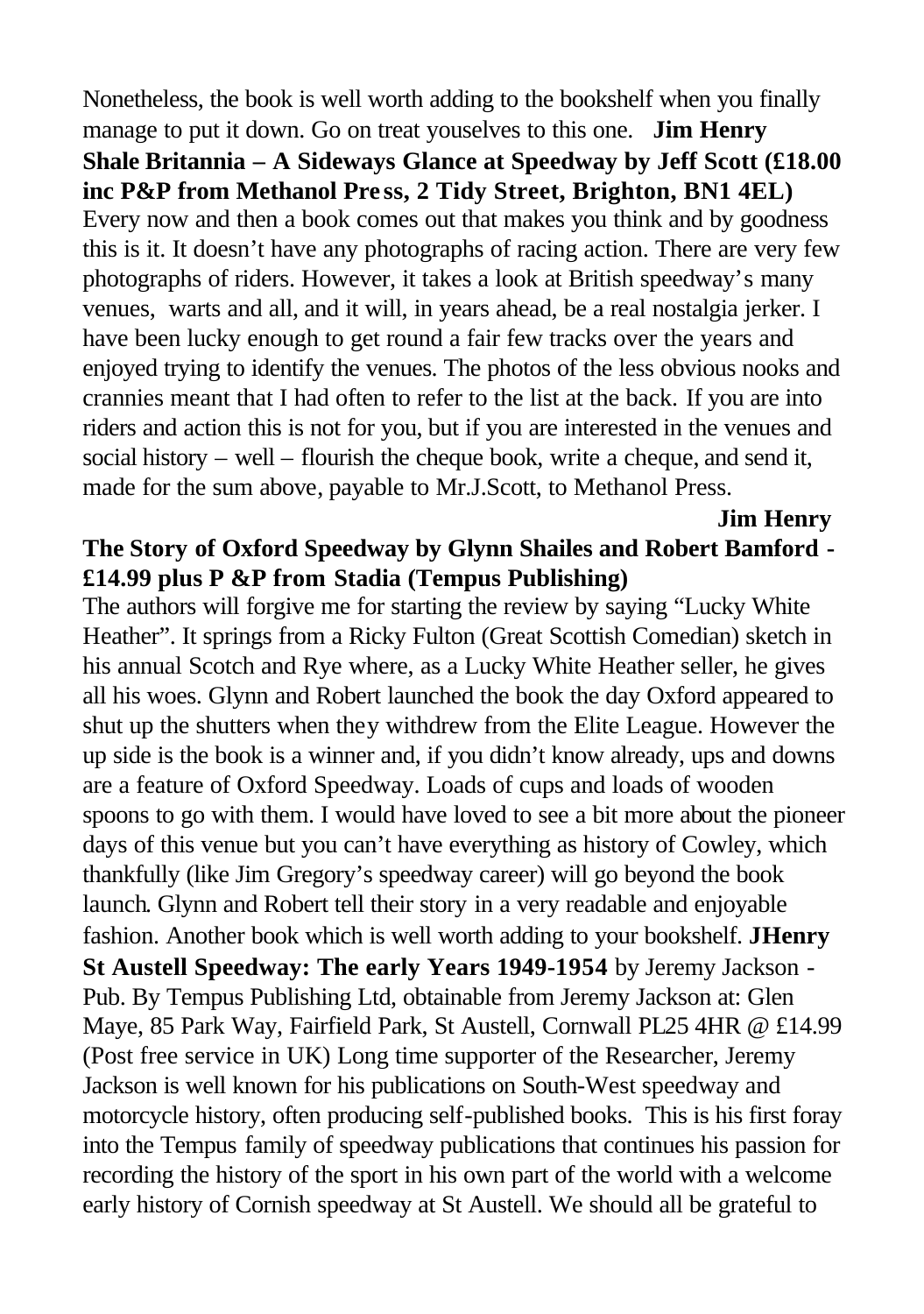Nonetheless, the book is well worth adding to the bookshelf when you finally manage to put it down. Go on treat youselves to this one. **Jim Henry**

**Shale Britannia – A Sideways Glance at Speedway by Jeff Scott (£18.00 inc P&P from Methanol Press, 2 Tidy Street, Brighton, BN1 4EL)**

Every now and then a book comes out that makes you think and by goodness this is it. It doesn't have any photographs of racing action. There are very few photographs of riders. However, it takes a look at British speedway's many venues, warts and all, and it will, in years ahead, be a real nostalgia jerker. I have been lucky enough to get round a fair few tracks over the years and enjoyed trying to identify the venues. The photos of the less obvious nooks and crannies meant that I had often to refer to the list at the back. If you are into riders and action this is not for you, but if you are interested in the venues and social history – well – flourish the cheque book, write a cheque, and send it, made for the sum above, payable to Mr.J.Scott, to Methanol Press.

**Jim Henry**

**The Story of Oxford Speedway by Glynn Shailes and Robert Bamford - £14.99 plus P &P from Stadia (Tempus Publishing)**

The authors will forgive me for starting the review by saying "Lucky White Heather". It springs from a Ricky Fulton (Great Scottish Comedian) sketch in his annual Scotch and Rye where, as a Lucky White Heather seller, he gives all his woes. Glynn and Robert launched the book the day Oxford appeared to shut up the shutters when they withdrew from the Elite League. However the up side is the book is a winner and, if you didn't know already, ups and downs are a feature of Oxford Speedway. Loads of cups and loads of wooden spoons to go with them. I would have loved to see a bit more about the pioneer days of this venue but you can't have everything as history of Cowley, which thankfully (like Jim Gregory's speedway career) will go beyond the book launch. Glynn and Robert tell their story in a very readable and enjoyable fashion. Another book which is well worth adding to your bookshelf. **JHenry**

**St Austell Speedway: The early Years 1949-1954** by Jeremy Jackson - Pub. By Tempus Publishing Ltd, obtainable from Jeremy Jackson at: Glen Maye, 85 Park Way, Fairfield Park, St Austell, Cornwall PL25 4HR @ £14.99 (Post free service in UK) Long time supporter of the Researcher, Jeremy Jackson is well known for his publications on South-West speedway and motorcycle history, often producing self-published books. This is his first foray into the Tempus family of speedway publications that continues his passion for recording the history of the sport in his own part of the world with a welcome early history of Cornish speedway at St Austell. We should all be grateful to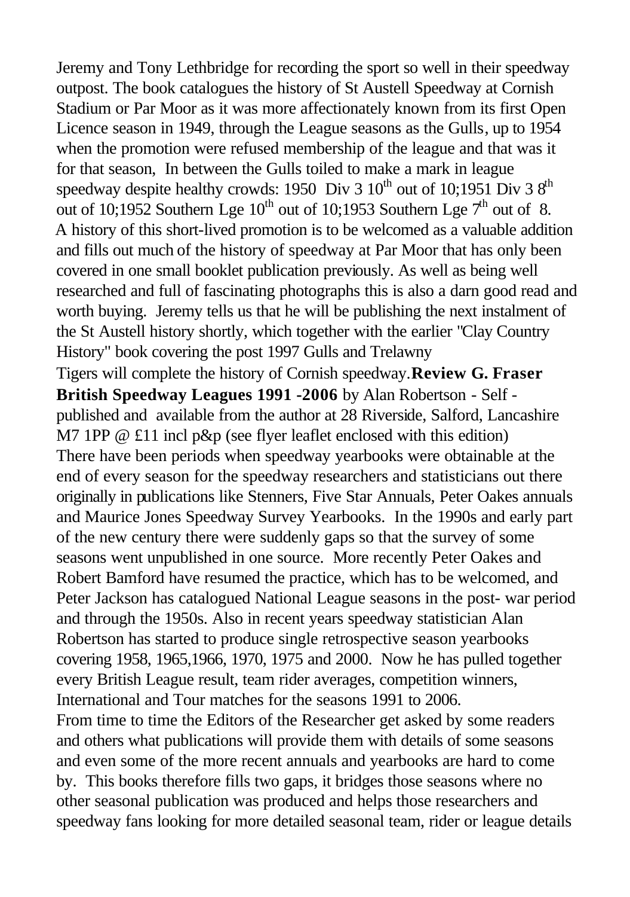Jeremy and Tony Lethbridge for recording the sport so well in their speedway outpost. The book catalogues the history of St Austell Speedway at Cornish Stadium or Par Moor as it was more affectionately known from its first Open Licence season in 1949, through the League seasons as the Gulls, up to 1954 when the promotion were refused membership of the league and that was it for that season, In between the Gulls toiled to make a mark in league speedway despite healthy crowds: 1950 Div 3 10th out of 10;1951 Div 3 8th out of 10;1952 Southern Lge 10th out of 10;1953 Southern Lge 7th out of 8. A history of this short-lived promotion is to be welcomed as a valuable addition and fills out much of the history of speedway at Par Moor that has only been covered in one small booklet publication previously. As well as being well researched and full of fascinating photographs this is also a darn good read and worth buying. Jeremy tells us that he will be publishing the next instalment of the St Austell history shortly, which together with the earlier "Clay Country History" book covering the post 1997 Gulls and Trelawny Tigers will complete the history of Cornish speedway.**Review G. Fraser**

**British Speedway Leagues 1991 -2006** by Alan Robertson - Self - published and available from the author at 28 Riverside, Salford, Lancashire M7 1PP @ £11 incl p&p (see flyer leaflet enclosed with this edition)

There have been periods when speedway yearbooks were obtainable at the end of every season for the speedway researchers and statisticians out there originally in publications like Stenners, Five Star Annuals, Peter Oakes annuals and Maurice Jones Speedway Survey Yearbooks. In the 1990s and early part of the new century there were suddenly gaps so that the survey of some seasons went unpublished in one source. More recently Peter Oakes and Robert Bamford have resumed the practice, which has to be welcomed, and Peter Jackson has catalogued National League seasons in the post- war period and through the 1950s. Also in recent years speedway statistician Alan Robertson has started to produce single retrospective season yearbooks covering 1958, 1965,1966, 1970, 1975 and 2000. Now he has pulled together every British League result, team rider averages, competition winners, International and Tour matches for the seasons 1991 to 2006.

From time to time the Editors of the Researcher get asked by some readers and others what publications will provide them with details of some seasons and even some of the more recent annuals and yearbooks are hard to come by. This books therefore fills two gaps, it bridges those seasons where no other seasonal publication was produced and helps those researchers and speedway fans looking for more detailed seasonal team, rider or league details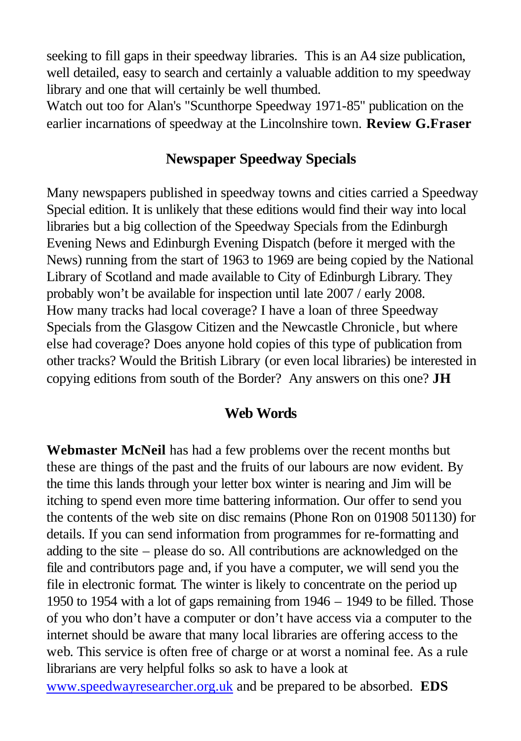seeking to fill gaps in their speedway libraries. This is an A4 size publication, well detailed, easy to search and certainly a valuable addition to my speedway library and one that will certainly be well thumbed.

Watch out too for Alan's "Scunthorpe Speedway 1971-85" publication on the earlier incarnations of speedway at the Lincolnshire town. **Review G.Fraser**

## Newspaper Speedway Specials

Many newspapers published in speedway towns and cities carried a Speedway Special edition. It is unlikely that these editions would find their way into local libraries but a big collection of the Speedway Specials from the Edinburgh Evening News and Edinburgh Evening Dispatch (before it merged with the News) running from the start of 1963 to 1969 are being copied by the National Library of Scotland and made available to City of Edinburgh Library. They probably won't be available for inspection until late 2007 / early 2008.

How many tracks had local coverage? I have a loan of three Speedway Specials from the Glasgow Citizen and the Newcastle Chronicle, but where else had coverage? Does anyone hold copies of this type of publication from other tracks? Would the British Library (or even local libraries) be interested in copying editions from south of the Border? Any answers on this one? **JH**

## Web Words

**Webmaster McNeil** has had a few problems over the recent months but these are things of the past and the fruits of our labours are now evident. By the time this lands through your letter box winter is nearing and Jim will be itching to spend even more time battering information. Our offer to send you the contents of the web site on disc remains (Phone Ron on 01908 501130) for details. If you can send information from programmes for re-formatting and adding to the site – please do so. All contributions are acknowledged on the file and contributors page and, if you have a computer, we will send you the file in electronic format. The winter is likely to concentrate on the period up 1950 to 1954 with a lot of gaps remaining from 1946 – 1949 to be filled. Those of you who don't have a computer or don't have access via a computer to the internet should be aware that many local libraries are offering access to the web. This service is often free of charge or at worst a nominal fee. As a rule librarians are very helpful folks so ask to have a look at www.speedwayresearcher.org.uk and be prepared to be absorbed. **EDS**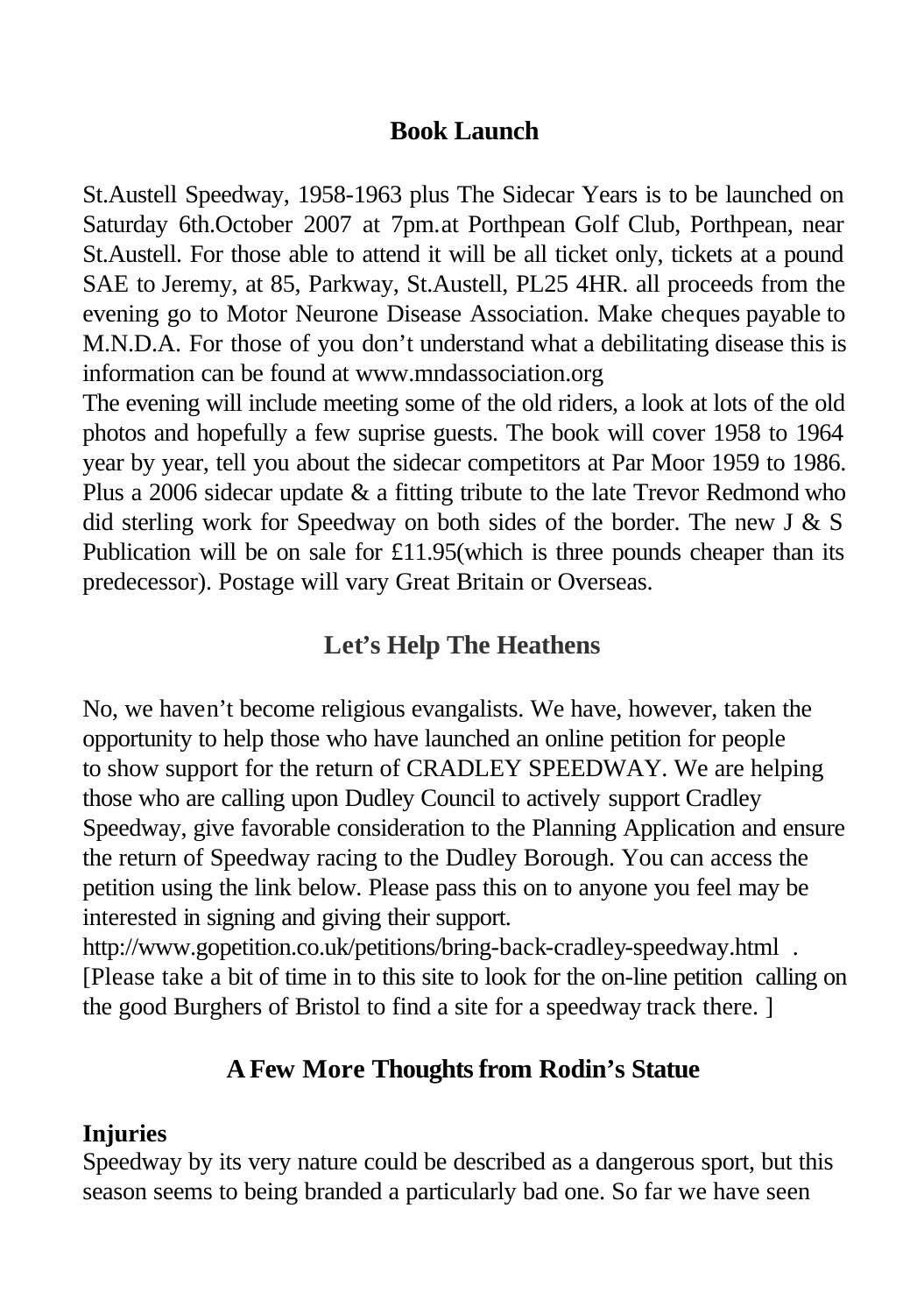## Book Launch

St.Austell Speedway, 1958-1963 plus The Sidecar Years is to be launched on Saturday 6th.October 2007 at 7pm.at Porthpean Golf Club, Porthpean, near St.Austell. For those able to attend it will be all ticket only, tickets at a pound SAE to Jeremy, at 85, Parkway, St.Austell, PL25 4HR. all proceeds from the evening go to Motor Neurone Disease Association. Make cheques payable to M.N.D.A. For those of you don't understand what a debilitating disease this is information can be found at www.mndassociation.org

The evening will include meeting some of the old riders, a look at lots of the old photos and hopefully a few suprise guests. The book will cover 1958 to 1964 year by year, tell you about the sidecar competitors at Par Moor 1959 to 1986. Plus a 2006 sidecar update & a fitting tribute to the late Trevor Redmond who did sterling work for Speedway on both sides of the border. The new J & S Publication will be on sale for £11.95(which is three pounds cheaper than its predecessor). Postage will vary Great Britain or Overseas.

## Let's Help The Heathens

No, we haven't become religious evangalists. We have, however, taken the opportunity to help those who have launched an online petition for people to show support for the return of CRADLEY SPEEDWAY. We are helping those who are calling upon Dudley Council to actively support Cradley Speedway, give favorable consideration to the Planning Application and ensure the return of Speedway racing to the Dudley Borough. You can access the petition using the link below. Please pass this on to anyone you feel may be interested in signing and giving their support.

http://www.gopetition.co.uk/petitions/bring-back-cradley-speedway.html .

[Please take a bit of time in to this site to look for the on-line petition calling on the good Burghers of Bristol to find a site for a speedway track there. ]

## A Few More Thoughts from Rodin's Statue

**Injuries**

Speedway by its very nature could be described as a dangerous sport, but this season seems to being branded a particularly bad one. So far we have seen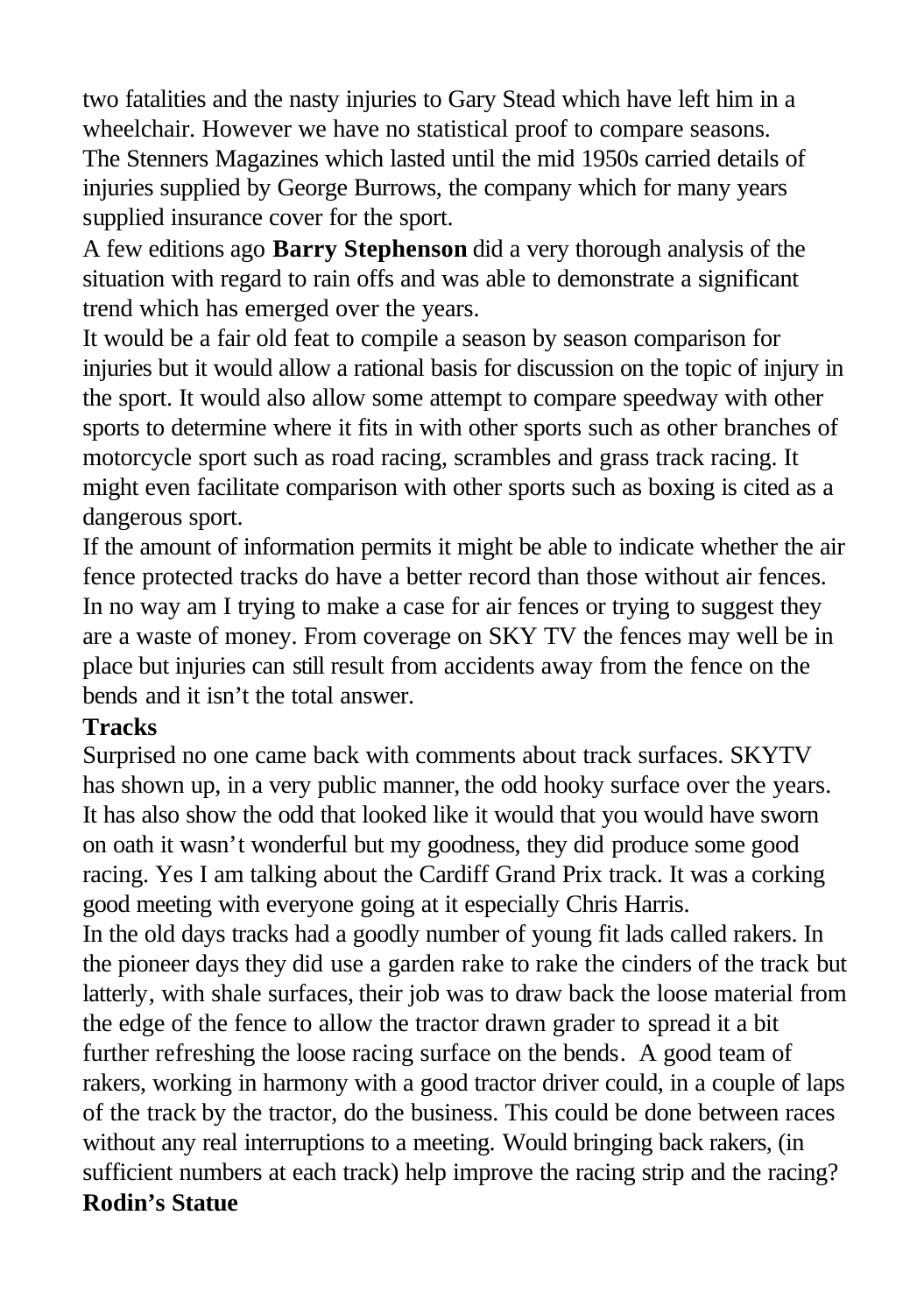two fatalities and the nasty injuries to Gary Stead which have left him in a wheelchair. However we have no statistical proof to compare seasons.
The Stenners Magazines which lasted until the mid 1950s carried details of injuries supplied by George Burrows, the company which for many years supplied insurance cover for the sport.

A few editions ago **Barry Stephenson** did a very thorough analysis of the situation with regard to rain offs and was able to demonstrate a significant trend which has emerged over the years.

It would be a fair old feat to compile a season by season comparison for injuries but it would allow a rational basis for discussion on the topic of injury in the sport. It would also allow some attempt to compare speedway with other sports to determine where it fits in with other sports such as other branches of motorcycle sport such as road racing, scrambles and grass track racing. It might even facilitate comparison with other sports such as boxing is cited as a dangerous sport.

If the amount of information permits it might be able to indicate whether the air fence protected tracks do have a better record than those without air fences. In no way am I trying to make a case for air fences or trying to suggest they are a waste of money. From coverage on SKY TV the fences may well be in place but injuries can still result from accidents away from the fence on the bends and it isn't the total answer.

**Tracks**

Surprised no one came back with comments about track surfaces. SKYTV has shown up, in a very public manner, the odd hooky surface over the years. It has also show the odd that looked like it would that you would have sworn on oath it wasn't wonderful but my goodness, they did produce some good racing. Yes I am talking about the Cardiff Grand Prix track. It was a corking good meeting with everyone going at it especially Chris Harris.

In the old days tracks had a goodly number of young fit lads called rakers. In the pioneer days they did use a garden rake to rake the cinders of the track but latterly, with shale surfaces, their job was to draw back the loose material from the edge of the fence to allow the tractor drawn grader to spread it a bit further refreshing the loose racing surface on the bends. A good team of rakers, working in harmony with a good tractor driver could, in a couple of laps of the track by the tractor, do the business. This could be done between races without any real interruptions to a meeting. Would bringing back rakers, (in sufficient numbers at each track) help improve the racing strip and the racing?

**Rodin's Statue**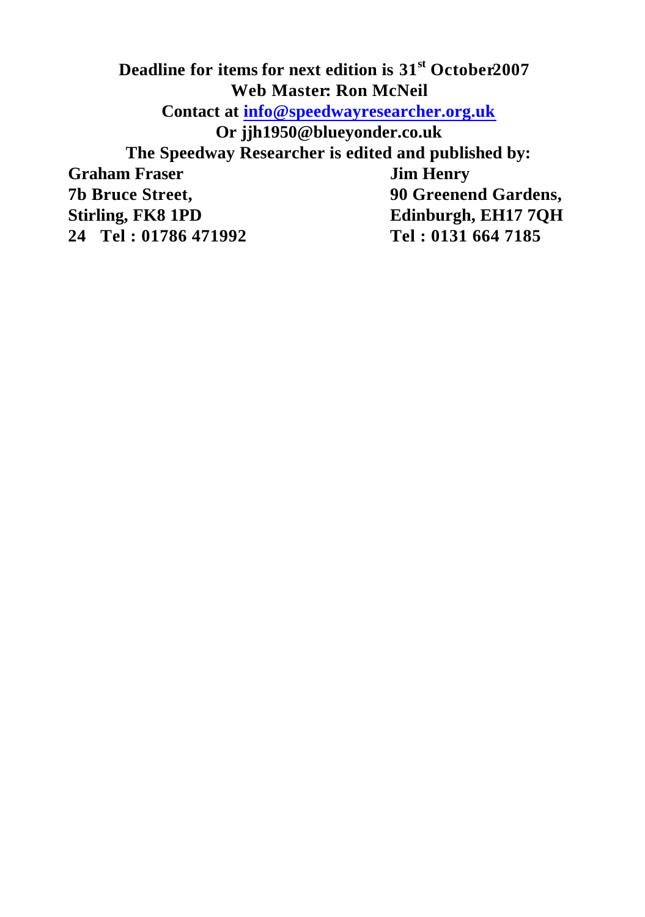**Deadline for items for next edition is 31st October2007**

**Web Master: Ron McNeil**

**Contact at info@speedwayresearcher.org.uk**

**Or jjh1950@blueyonder.co.uk**

**The Speedway Researcher is edited and published by:**

**Graham Fraser**
**7b Bruce Street,**
**Stirling, FK8 1PD**
**Tel : 01786 471992**

**Jim Henry**
**90 Greenend Gardens,**
**Edinburgh, EH17 7QH**
**Tel : 0131 664 7185**